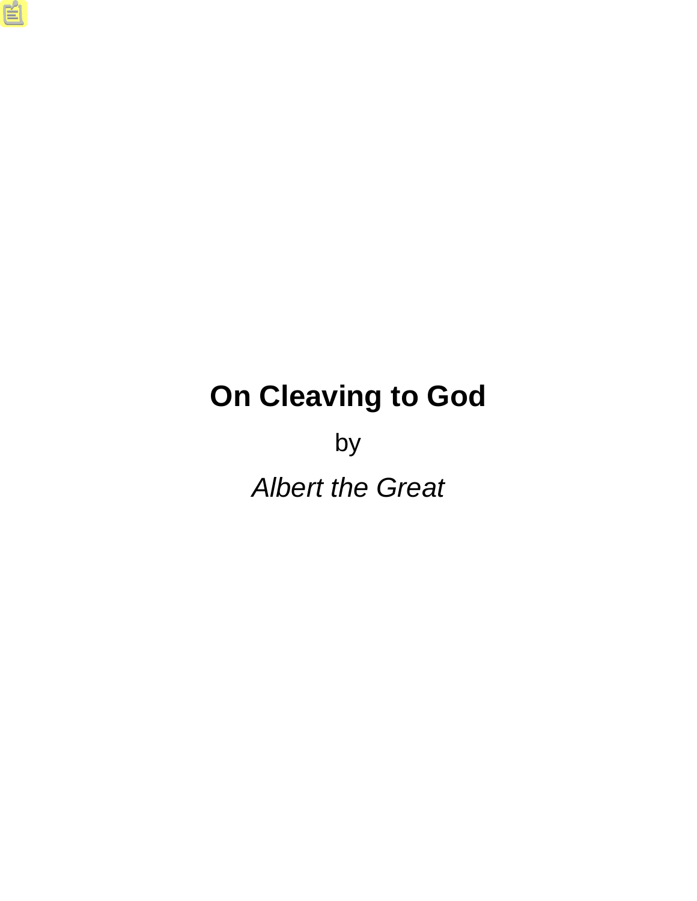# On Cleaving to God

by

*Albert the Great*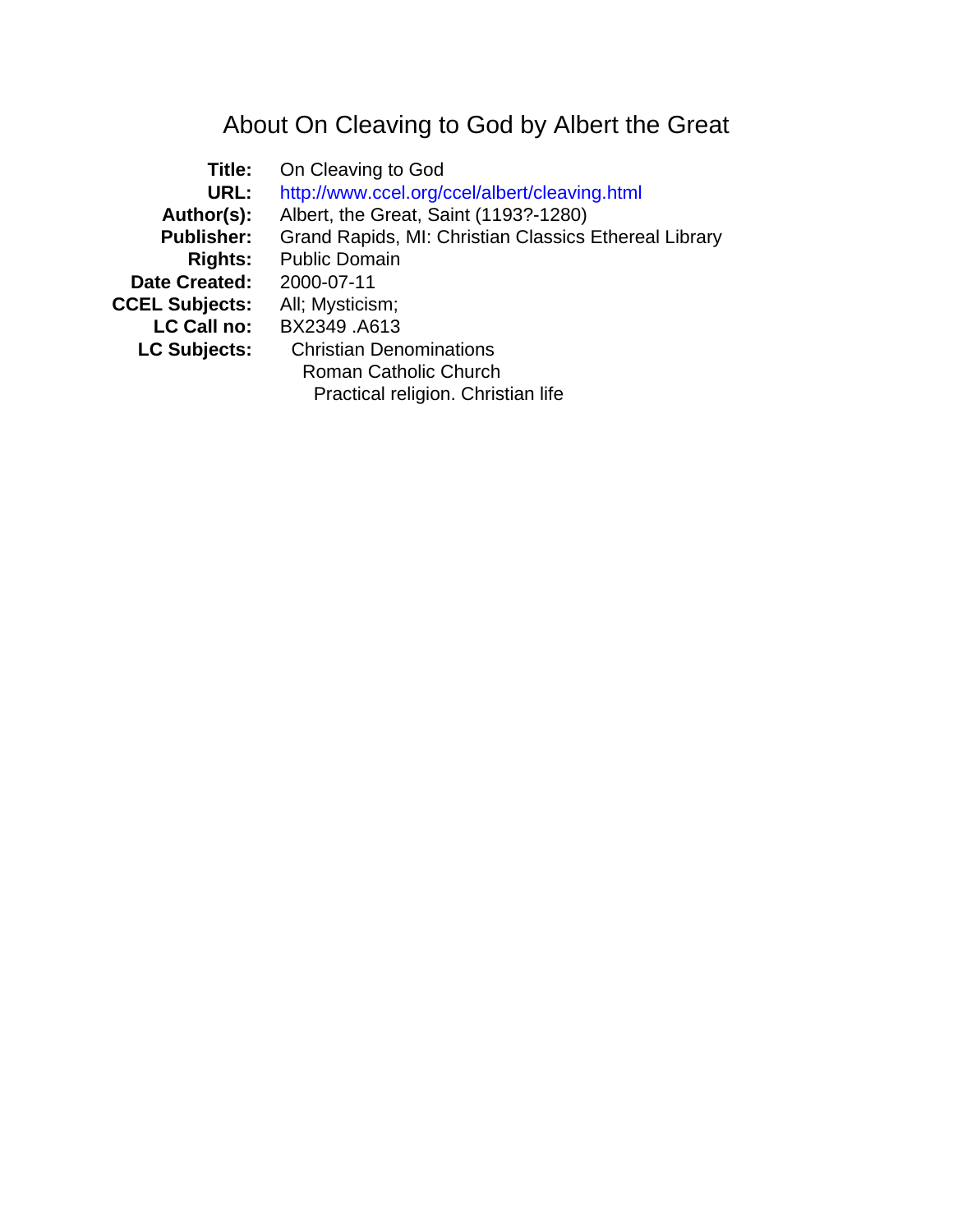# About On Cleaving to God by Albert the Great

| | |
|---|---|
| **Title:** | On Cleaving to God |
| **URL:** | http://www.ccel.org/ccel/albert/cleaving.html |
| **Author(s):** | Albert, the Great, Saint (1193?-1280) |
| **Publisher:** | Grand Rapids, MI: Christian Classics Ethereal Library |
| **Rights:** | Public Domain |
| **Date Created:** | 2000-07-11 |
| **CCEL Subjects:** | All; Mysticism; |
| **LC Call no:** | BX2349 .A613 |
| **LC Subjects:** | Christian Denominations |
| | Roman Catholic Church |
| | Practical religion. Christian life |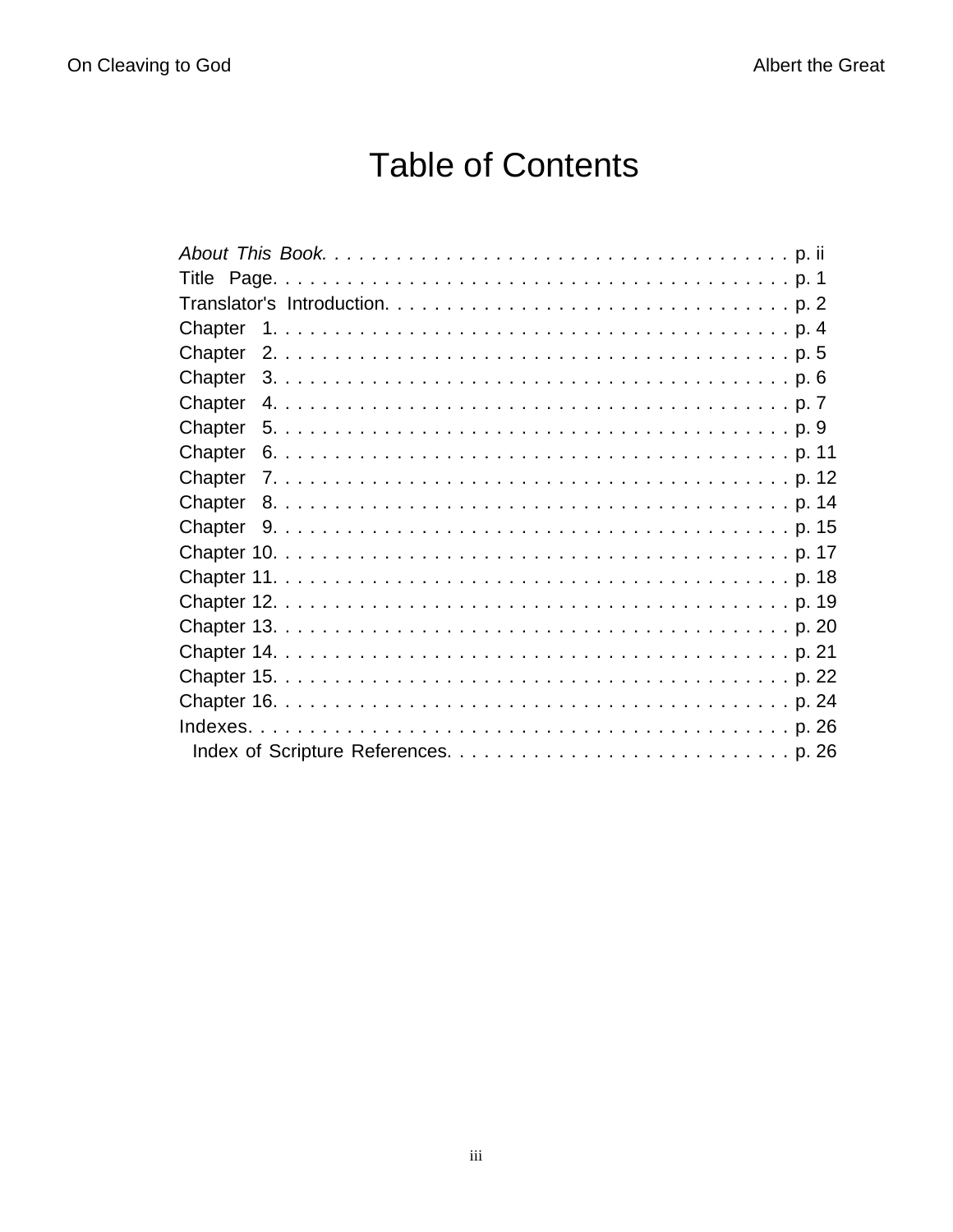# Table of Contents

*About This Book.* . . . . . . . . . . . . . . . . . . . . . . . . . . . . . . . . . . . . . . p. ii
Title Page. . . . . . . . . . . . . . . . . . . . . . . . . . . . . . . . . . . . . . . . . . p. 1
Translator's Introduction. . . . . . . . . . . . . . . . . . . . . . . . . . . . . . . . p. 2
Chapter 1. . . . . . . . . . . . . . . . . . . . . . . . . . . . . . . . . . . . . . . . . . p. 4
Chapter 2. . . . . . . . . . . . . . . . . . . . . . . . . . . . . . . . . . . . . . . . . . p. 5
Chapter 3. . . . . . . . . . . . . . . . . . . . . . . . . . . . . . . . . . . . . . . . . . p. 6
Chapter 4. . . . . . . . . . . . . . . . . . . . . . . . . . . . . . . . . . . . . . . . . . p. 7
Chapter 5. . . . . . . . . . . . . . . . . . . . . . . . . . . . . . . . . . . . . . . . . . p. 9
Chapter 6. . . . . . . . . . . . . . . . . . . . . . . . . . . . . . . . . . . . . . . . . . p. 11
Chapter 7. . . . . . . . . . . . . . . . . . . . . . . . . . . . . . . . . . . . . . . . . . p. 12
Chapter 8. . . . . . . . . . . . . . . . . . . . . . . . . . . . . . . . . . . . . . . . . . p. 14
Chapter 9. . . . . . . . . . . . . . . . . . . . . . . . . . . . . . . . . . . . . . . . . . p. 15
Chapter 10. . . . . . . . . . . . . . . . . . . . . . . . . . . . . . . . . . . . . . . . . p. 17
Chapter 11. . . . . . . . . . . . . . . . . . . . . . . . . . . . . . . . . . . . . . . . . p. 18
Chapter 12. . . . . . . . . . . . . . . . . . . . . . . . . . . . . . . . . . . . . . . . . p. 19
Chapter 13. . . . . . . . . . . . . . . . . . . . . . . . . . . . . . . . . . . . . . . . . p. 20
Chapter 14. . . . . . . . . . . . . . . . . . . . . . . . . . . . . . . . . . . . . . . . . p. 21
Chapter 15. . . . . . . . . . . . . . . . . . . . . . . . . . . . . . . . . . . . . . . . . p. 22
Chapter 16. . . . . . . . . . . . . . . . . . . . . . . . . . . . . . . . . . . . . . . . . p. 24
Indexes. . . . . . . . . . . . . . . . . . . . . . . . . . . . . . . . . . . . . . . . . . . p. 26
  Index of Scripture References. . . . . . . . . . . . . . . . . . . . . . . . . . . . p. 26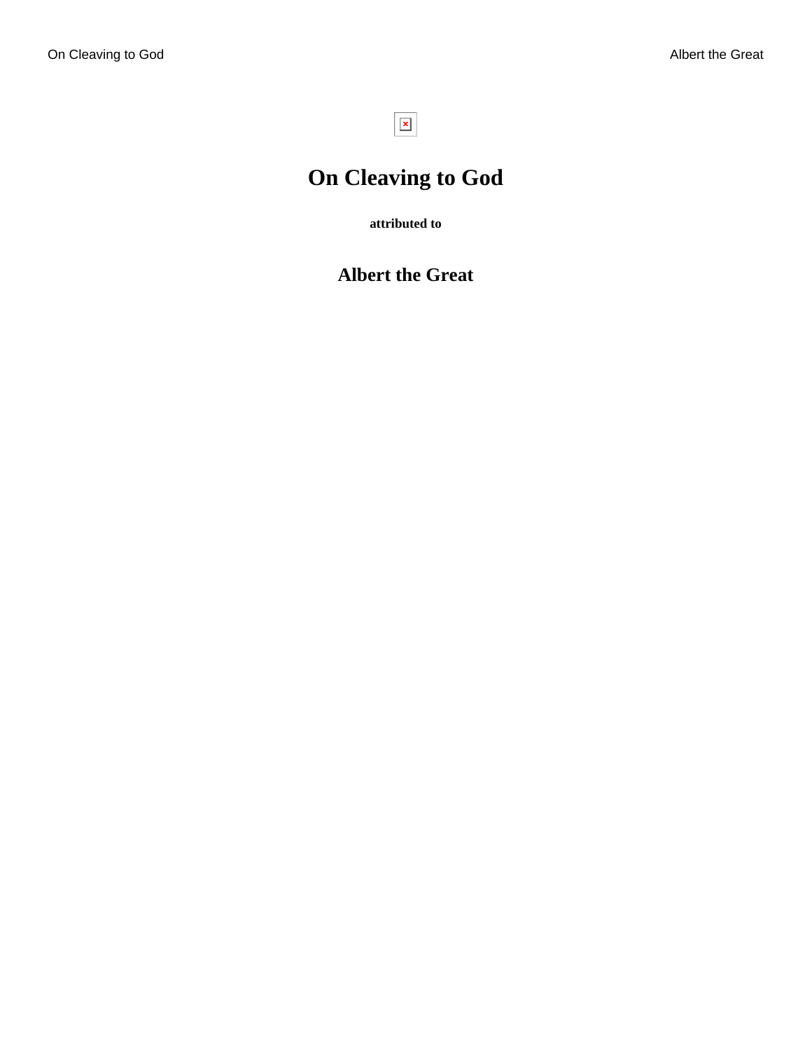# On Cleaving to God

**attributed to**

## Albert the Great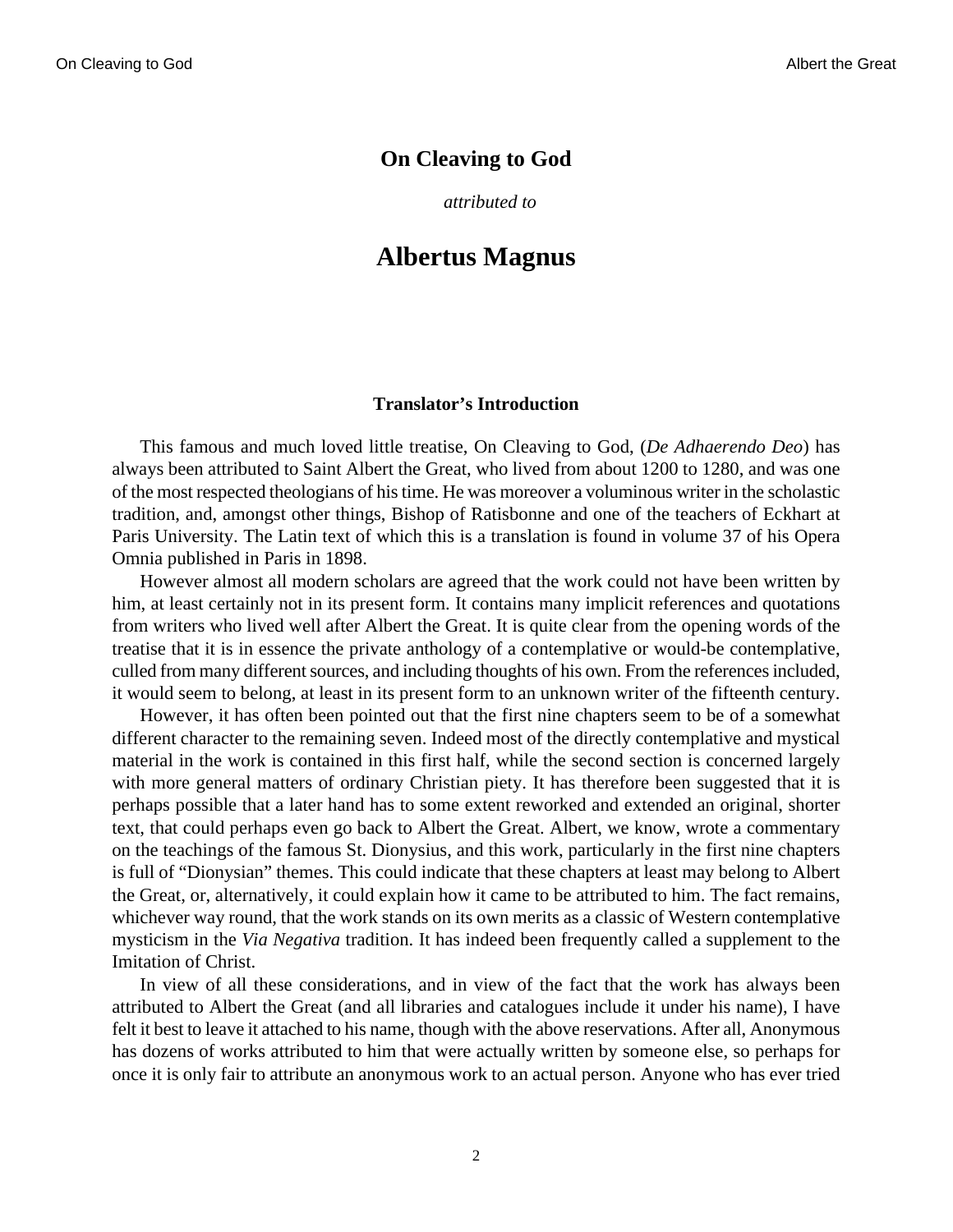# On Cleaving to God

*attributed to*

# Albertus Magnus

### Translator’s Introduction

This famous and much loved little treatise, On Cleaving to God, (*De Adhaerendo Deo*) has always been attributed to Saint Albert the Great, who lived from about 1200 to 1280, and was one of the most respected theologians of his time. He was moreover a voluminous writer in the scholastic tradition, and, amongst other things, Bishop of Ratisbonne and one of the teachers of Eckhart at Paris University. The Latin text of which this is a translation is found in volume 37 of his Opera Omnia published in Paris in 1898.

However almost all modern scholars are agreed that the work could not have been written by him, at least certainly not in its present form. It contains many implicit references and quotations from writers who lived well after Albert the Great. It is quite clear from the opening words of the treatise that it is in essence the private anthology of a contemplative or would-be contemplative, culled from many different sources, and including thoughts of his own. From the references included, it would seem to belong, at least in its present form to an unknown writer of the fifteenth century.

However, it has often been pointed out that the first nine chapters seem to be of a somewhat different character to the remaining seven. Indeed most of the directly contemplative and mystical material in the work is contained in this first half, while the second section is concerned largely with more general matters of ordinary Christian piety. It has therefore been suggested that it is perhaps possible that a later hand has to some extent reworked and extended an original, shorter text, that could perhaps even go back to Albert the Great. Albert, we know, wrote a commentary on the teachings of the famous St. Dionysius, and this work, particularly in the first nine chapters is full of “Dionysian” themes. This could indicate that these chapters at least may belong to Albert the Great, or, alternatively, it could explain how it came to be attributed to him. The fact remains, whichever way round, that the work stands on its own merits as a classic of Western contemplative mysticism in the *Via Negativa* tradition. It has indeed been frequently called a supplement to the Imitation of Christ.

In view of all these considerations, and in view of the fact that the work has always been attributed to Albert the Great (and all libraries and catalogues include it under his name), I have felt it best to leave it attached to his name, though with the above reservations. After all, Anonymous has dozens of works attributed to him that were actually written by someone else, so perhaps for once it is only fair to attribute an anonymous work to an actual person. Anyone who has ever tried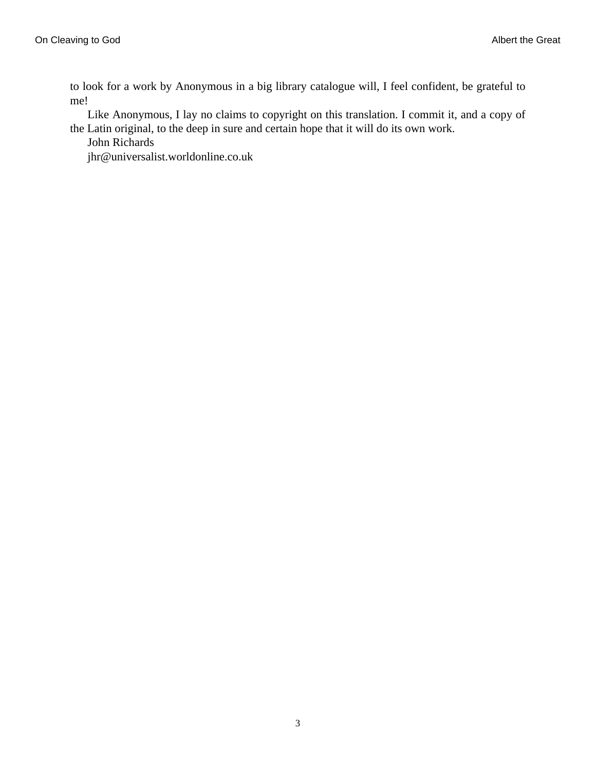to look for a work by Anonymous in a big library catalogue will, I feel confident, be grateful to me!

Like Anonymous, I lay no claims to copyright on this translation. I commit it, and a copy of the Latin original, to the deep in sure and certain hope that it will do its own work.

John Richards

jhr@universalist.worldonline.co.uk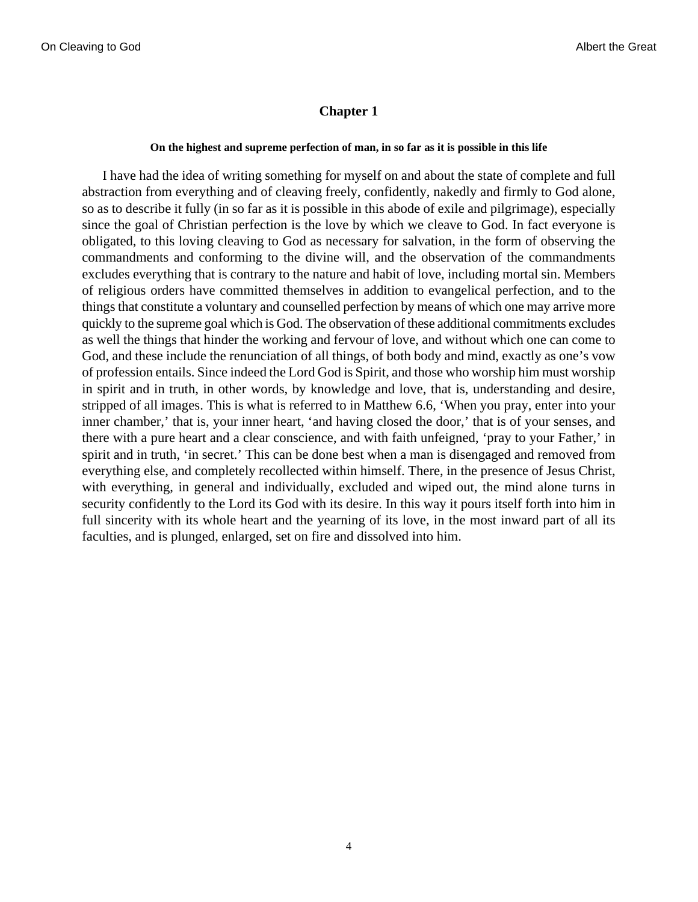# Chapter 1

### On the highest and supreme perfection of man, in so far as it is possible in this life

I have had the idea of writing something for myself on and about the state of complete and full abstraction from everything and of cleaving freely, confidently, nakedly and firmly to God alone, so as to describe it fully (in so far as it is possible in this abode of exile and pilgrimage), especially since the goal of Christian perfection is the love by which we cleave to God. In fact everyone is obligated, to this loving cleaving to God as necessary for salvation, in the form of observing the commandments and conforming to the divine will, and the observation of the commandments excludes everything that is contrary to the nature and habit of love, including mortal sin. Members of religious orders have committed themselves in addition to evangelical perfection, and to the things that constitute a voluntary and counselled perfection by means of which one may arrive more quickly to the supreme goal which is God. The observation of these additional commitments excludes as well the things that hinder the working and fervour of love, and without which one can come to God, and these include the renunciation of all things, of both body and mind, exactly as one's vow of profession entails. Since indeed the Lord God is Spirit, and those who worship him must worship in spirit and in truth, in other words, by knowledge and love, that is, understanding and desire, stripped of all images. This is what is referred to in Matthew 6.6, 'When you pray, enter into your inner chamber,' that is, your inner heart, 'and having closed the door,' that is of your senses, and there with a pure heart and a clear conscience, and with faith unfeigned, 'pray to your Father,' in spirit and in truth, 'in secret.' This can be done best when a man is disengaged and removed from everything else, and completely recollected within himself. There, in the presence of Jesus Christ, with everything, in general and individually, excluded and wiped out, the mind alone turns in security confidently to the Lord its God with its desire. In this way it pours itself forth into him in full sincerity with its whole heart and the yearning of its love, in the most inward part of all its faculties, and is plunged, enlarged, set on fire and dissolved into him.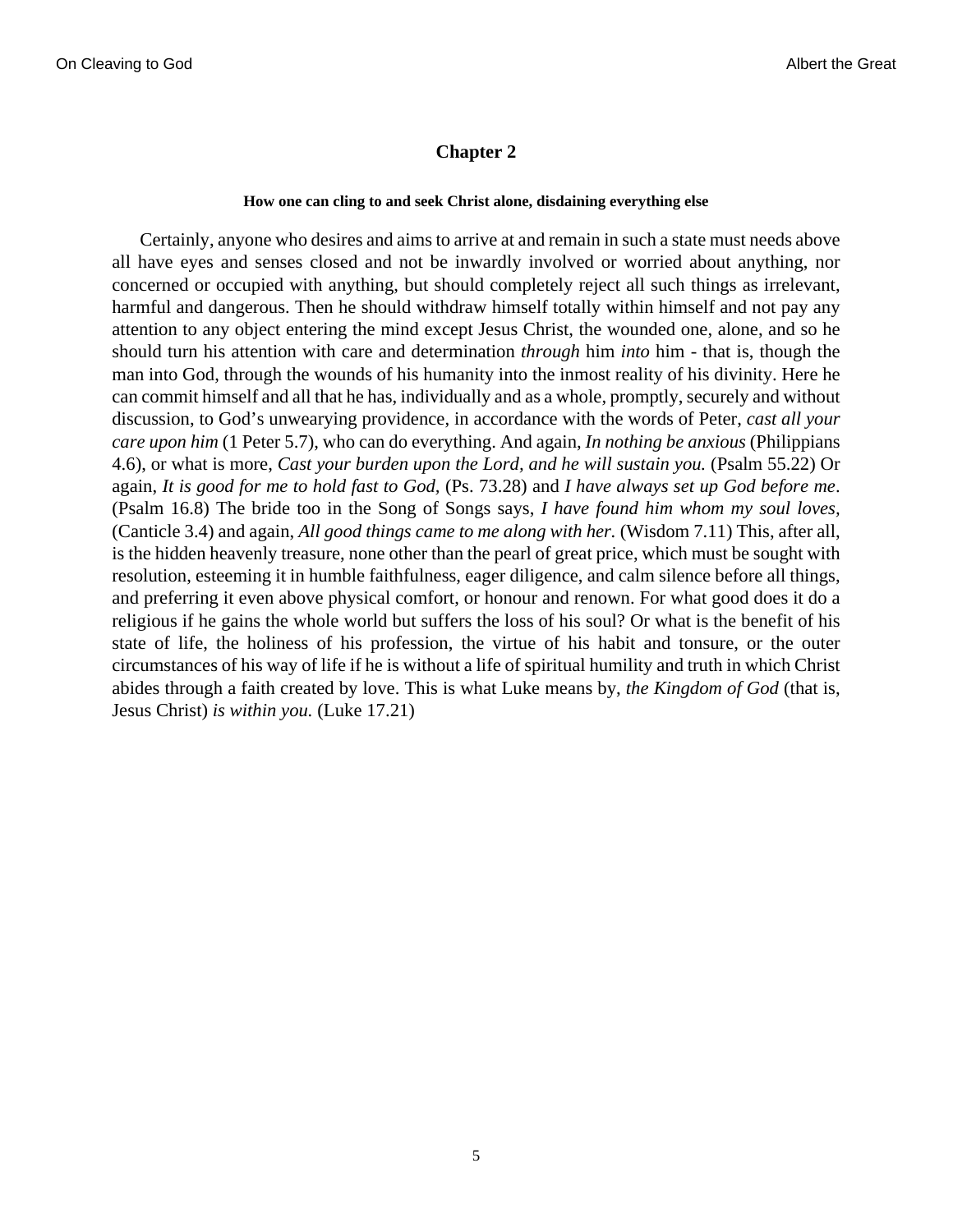## Chapter 2

#### How one can cling to and seek Christ alone, disdaining everything else

Certainly, anyone who desires and aims to arrive at and remain in such a state must needs above all have eyes and senses closed and not be inwardly involved or worried about anything, nor concerned or occupied with anything, but should completely reject all such things as irrelevant, harmful and dangerous. Then he should withdraw himself totally within himself and not pay any attention to any object entering the mind except Jesus Christ, the wounded one, alone, and so he should turn his attention with care and determination *through* him *into* him - that is, though the man into God, through the wounds of his humanity into the inmost reality of his divinity. Here he can commit himself and all that he has, individually and as a whole, promptly, securely and without discussion, to God's unwearying providence, in accordance with the words of Peter, *cast all your care upon him* (1 Peter 5.7), who can do everything. And again, *In nothing be anxious* (Philippians 4.6), or what is more, *Cast your burden upon the Lord, and he will sustain you.* (Psalm 55.22) Or again, *It is good for me to hold fast to God,* (Ps. 73.28) and *I have always set up God before me*. (Psalm 16.8) The bride too in the Song of Songs says, *I have found him whom my soul loves*, (Canticle 3.4) and again, *All good things came to me along with her.* (Wisdom 7.11) This, after all, is the hidden heavenly treasure, none other than the pearl of great price, which must be sought with resolution, esteeming it in humble faithfulness, eager diligence, and calm silence before all things, and preferring it even above physical comfort, or honour and renown. For what good does it do a religious if he gains the whole world but suffers the loss of his soul? Or what is the benefit of his state of life, the holiness of his profession, the virtue of his habit and tonsure, or the outer circumstances of his way of life if he is without a life of spiritual humility and truth in which Christ abides through a faith created by love. This is what Luke means by, *the Kingdom of God* (that is, Jesus Christ) *is within you.* (Luke 17.21)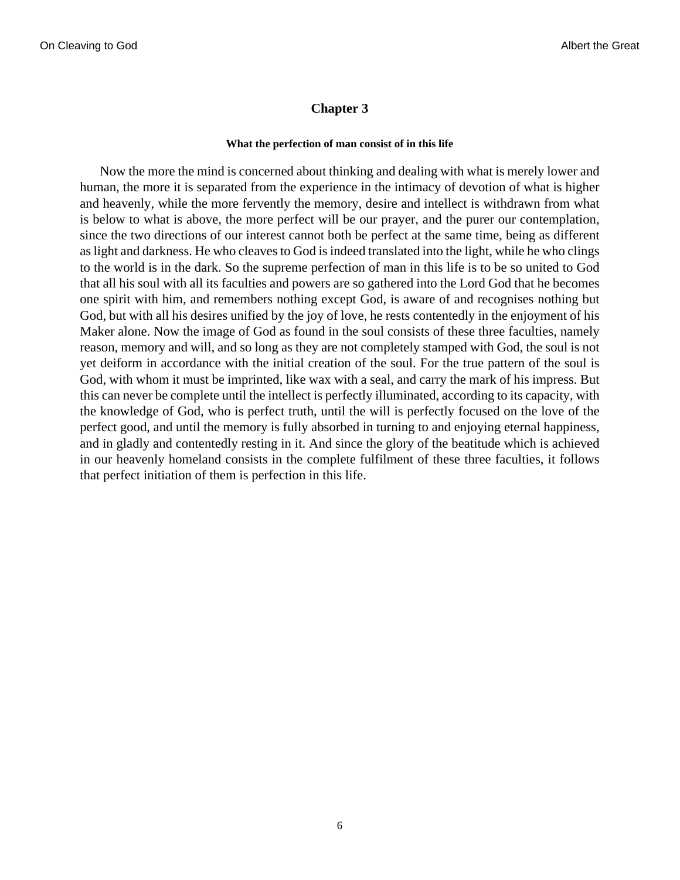## Chapter 3

#### What the perfection of man consist of in this life

Now the more the mind is concerned about thinking and dealing with what is merely lower and human, the more it is separated from the experience in the intimacy of devotion of what is higher and heavenly, while the more fervently the memory, desire and intellect is withdrawn from what is below to what is above, the more perfect will be our prayer, and the purer our contemplation, since the two directions of our interest cannot both be perfect at the same time, being as different as light and darkness. He who cleaves to God is indeed translated into the light, while he who clings to the world is in the dark. So the supreme perfection of man in this life is to be so united to God that all his soul with all its faculties and powers are so gathered into the Lord God that he becomes one spirit with him, and remembers nothing except God, is aware of and recognises nothing but God, but with all his desires unified by the joy of love, he rests contentedly in the enjoyment of his Maker alone. Now the image of God as found in the soul consists of these three faculties, namely reason, memory and will, and so long as they are not completely stamped with God, the soul is not yet deiform in accordance with the initial creation of the soul. For the true pattern of the soul is God, with whom it must be imprinted, like wax with a seal, and carry the mark of his impress. But this can never be complete until the intellect is perfectly illuminated, according to its capacity, with the knowledge of God, who is perfect truth, until the will is perfectly focused on the love of the perfect good, and until the memory is fully absorbed in turning to and enjoying eternal happiness, and in gladly and contentedly resting in it. And since the glory of the beatitude which is achieved in our heavenly homeland consists in the complete fulfilment of these three faculties, it follows that perfect initiation of them is perfection in this life.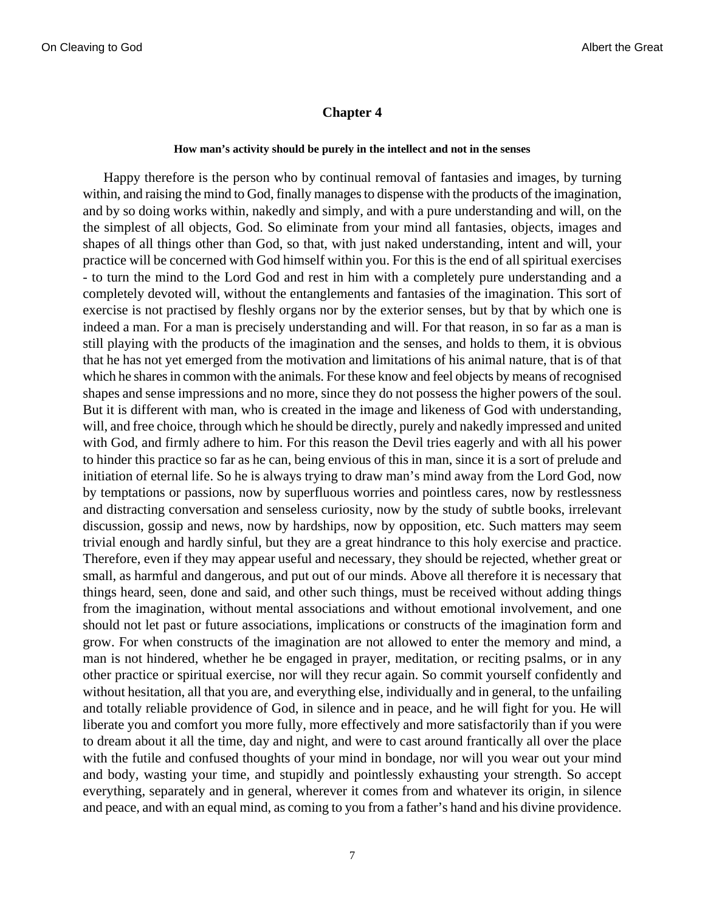## Chapter 4

#### How man's activity should be purely in the intellect and not in the senses

Happy therefore is the person who by continual removal of fantasies and images, by turning within, and raising the mind to God, finally manages to dispense with the products of the imagination, and by so doing works within, nakedly and simply, and with a pure understanding and will, on the the simplest of all objects, God. So eliminate from your mind all fantasies, objects, images and shapes of all things other than God, so that, with just naked understanding, intent and will, your practice will be concerned with God himself within you. For this is the end of all spiritual exercises - to turn the mind to the Lord God and rest in him with a completely pure understanding and a completely devoted will, without the entanglements and fantasies of the imagination. This sort of exercise is not practised by fleshly organs nor by the exterior senses, but by that by which one is indeed a man. For a man is precisely understanding and will. For that reason, in so far as a man is still playing with the products of the imagination and the senses, and holds to them, it is obvious that he has not yet emerged from the motivation and limitations of his animal nature, that is of that which he shares in common with the animals. For these know and feel objects by means of recognised shapes and sense impressions and no more, since they do not possess the higher powers of the soul. But it is different with man, who is created in the image and likeness of God with understanding, will, and free choice, through which he should be directly, purely and nakedly impressed and united with God, and firmly adhere to him. For this reason the Devil tries eagerly and with all his power to hinder this practice so far as he can, being envious of this in man, since it is a sort of prelude and initiation of eternal life. So he is always trying to draw man's mind away from the Lord God, now by temptations or passions, now by superfluous worries and pointless cares, now by restlessness and distracting conversation and senseless curiosity, now by the study of subtle books, irrelevant discussion, gossip and news, now by hardships, now by opposition, etc. Such matters may seem trivial enough and hardly sinful, but they are a great hindrance to this holy exercise and practice. Therefore, even if they may appear useful and necessary, they should be rejected, whether great or small, as harmful and dangerous, and put out of our minds. Above all therefore it is necessary that things heard, seen, done and said, and other such things, must be received without adding things from the imagination, without mental associations and without emotional involvement, and one should not let past or future associations, implications or constructs of the imagination form and grow. For when constructs of the imagination are not allowed to enter the memory and mind, a man is not hindered, whether he be engaged in prayer, meditation, or reciting psalms, or in any other practice or spiritual exercise, nor will they recur again. So commit yourself confidently and without hesitation, all that you are, and everything else, individually and in general, to the unfailing and totally reliable providence of God, in silence and in peace, and he will fight for you. He will liberate you and comfort you more fully, more effectively and more satisfactorily than if you were to dream about it all the time, day and night, and were to cast around frantically all over the place with the futile and confused thoughts of your mind in bondage, nor will you wear out your mind and body, wasting your time, and stupidly and pointlessly exhausting your strength. So accept everything, separately and in general, wherever it comes from and whatever its origin, in silence and peace, and with an equal mind, as coming to you from a father's hand and his divine providence.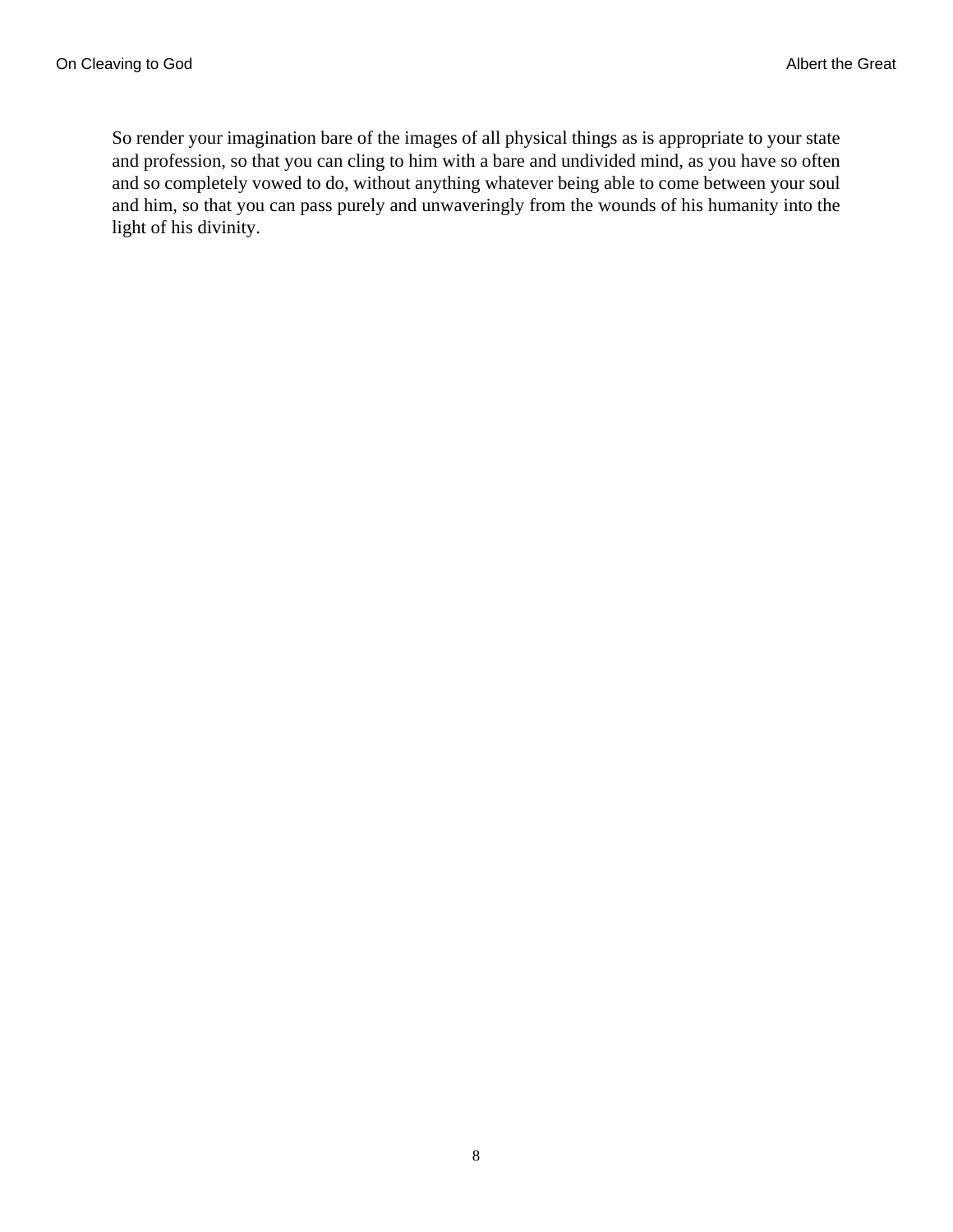So render your imagination bare of the images of all physical things as is appropriate to your state and profession, so that you can cling to him with a bare and undivided mind, as you have so often and so completely vowed to do, without anything whatever being able to come between your soul and him, so that you can pass purely and unwaveringly from the wounds of his humanity into the light of his divinity.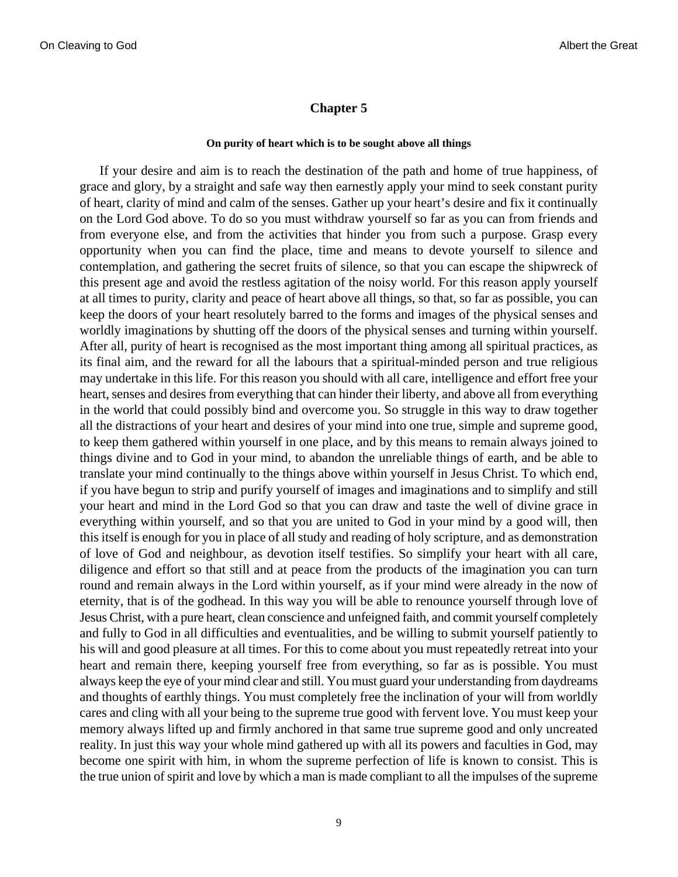## Chapter 5

#### On purity of heart which is to be sought above all things

If your desire and aim is to reach the destination of the path and home of true happiness, of grace and glory, by a straight and safe way then earnestly apply your mind to seek constant purity of heart, clarity of mind and calm of the senses. Gather up your heart's desire and fix it continually on the Lord God above. To do so you must withdraw yourself so far as you can from friends and from everyone else, and from the activities that hinder you from such a purpose. Grasp every opportunity when you can find the place, time and means to devote yourself to silence and contemplation, and gathering the secret fruits of silence, so that you can escape the shipwreck of this present age and avoid the restless agitation of the noisy world. For this reason apply yourself at all times to purity, clarity and peace of heart above all things, so that, so far as possible, you can keep the doors of your heart resolutely barred to the forms and images of the physical senses and worldly imaginations by shutting off the doors of the physical senses and turning within yourself. After all, purity of heart is recognised as the most important thing among all spiritual practices, as its final aim, and the reward for all the labours that a spiritual-minded person and true religious may undertake in this life. For this reason you should with all care, intelligence and effort free your heart, senses and desires from everything that can hinder their liberty, and above all from everything in the world that could possibly bind and overcome you. So struggle in this way to draw together all the distractions of your heart and desires of your mind into one true, simple and supreme good, to keep them gathered within yourself in one place, and by this means to remain always joined to things divine and to God in your mind, to abandon the unreliable things of earth, and be able to translate your mind continually to the things above within yourself in Jesus Christ. To which end, if you have begun to strip and purify yourself of images and imaginations and to simplify and still your heart and mind in the Lord God so that you can draw and taste the well of divine grace in everything within yourself, and so that you are united to God in your mind by a good will, then this itself is enough for you in place of all study and reading of holy scripture, and as demonstration of love of God and neighbour, as devotion itself testifies. So simplify your heart with all care, diligence and effort so that still and at peace from the products of the imagination you can turn round and remain always in the Lord within yourself, as if your mind were already in the now of eternity, that is of the godhead. In this way you will be able to renounce yourself through love of Jesus Christ, with a pure heart, clean conscience and unfeigned faith, and commit yourself completely and fully to God in all difficulties and eventualities, and be willing to submit yourself patiently to his will and good pleasure at all times. For this to come about you must repeatedly retreat into your heart and remain there, keeping yourself free from everything, so far as is possible. You must always keep the eye of your mind clear and still. You must guard your understanding from daydreams and thoughts of earthly things. You must completely free the inclination of your will from worldly cares and cling with all your being to the supreme true good with fervent love. You must keep your memory always lifted up and firmly anchored in that same true supreme good and only uncreated reality. In just this way your whole mind gathered up with all its powers and faculties in God, may become one spirit with him, in whom the supreme perfection of life is known to consist. This is the true union of spirit and love by which a man is made compliant to all the impulses of the supreme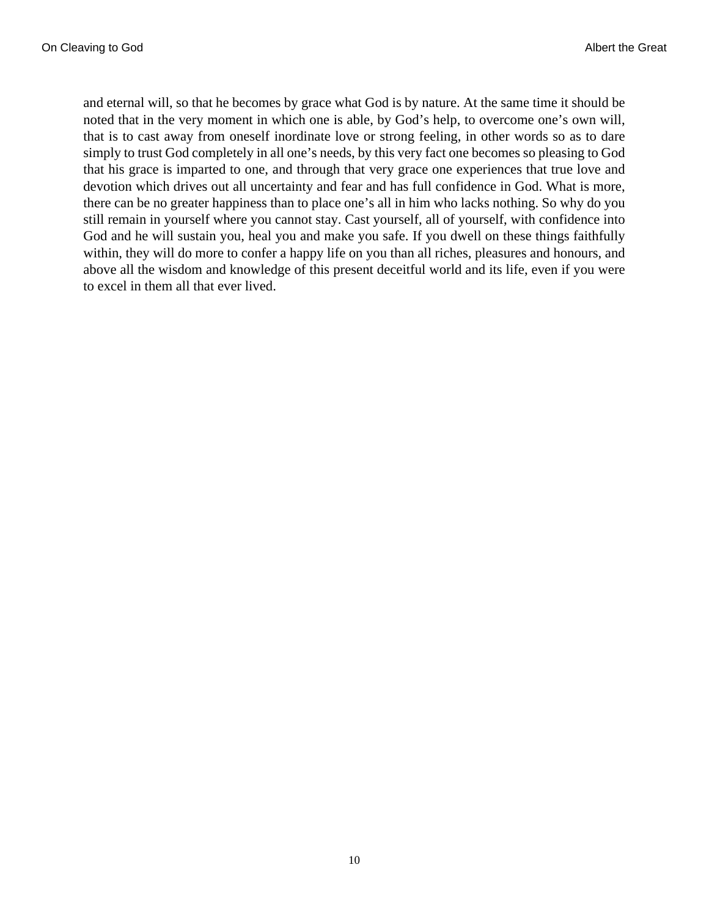and eternal will, so that he becomes by grace what God is by nature. At the same time it should be noted that in the very moment in which one is able, by God's help, to overcome one's own will, that is to cast away from oneself inordinate love or strong feeling, in other words so as to dare simply to trust God completely in all one's needs, by this very fact one becomes so pleasing to God that his grace is imparted to one, and through that very grace one experiences that true love and devotion which drives out all uncertainty and fear and has full confidence in God. What is more, there can be no greater happiness than to place one's all in him who lacks nothing. So why do you still remain in yourself where you cannot stay. Cast yourself, all of yourself, with confidence into God and he will sustain you, heal you and make you safe. If you dwell on these things faithfully within, they will do more to confer a happy life on you than all riches, pleasures and honours, and above all the wisdom and knowledge of this present deceitful world and its life, even if you were to excel in them all that ever lived.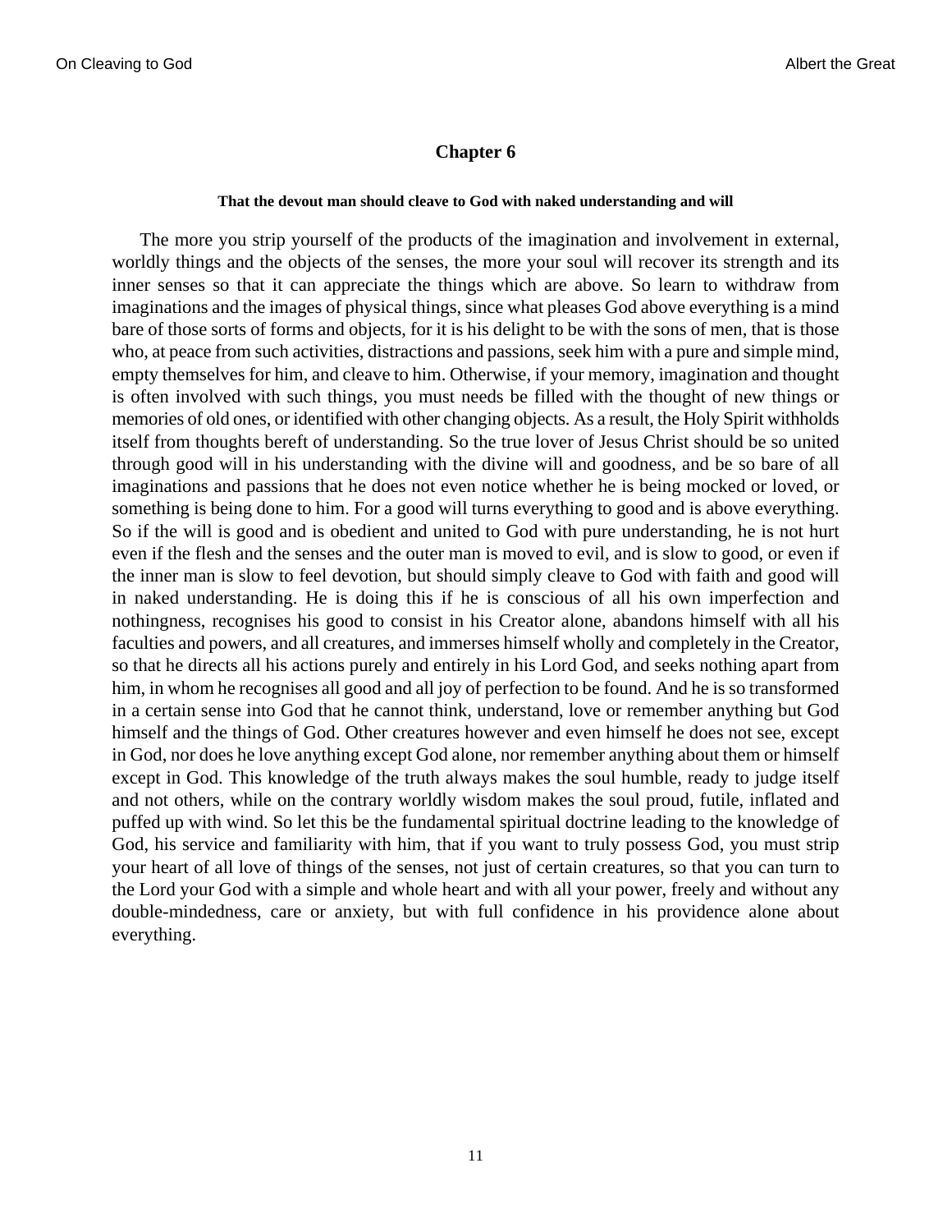## Chapter 6

#### That the devout man should cleave to God with naked understanding and will

The more you strip yourself of the products of the imagination and involvement in external, worldly things and the objects of the senses, the more your soul will recover its strength and its inner senses so that it can appreciate the things which are above. So learn to withdraw from imaginations and the images of physical things, since what pleases God above everything is a mind bare of those sorts of forms and objects, for it is his delight to be with the sons of men, that is those who, at peace from such activities, distractions and passions, seek him with a pure and simple mind, empty themselves for him, and cleave to him. Otherwise, if your memory, imagination and thought is often involved with such things, you must needs be filled with the thought of new things or memories of old ones, or identified with other changing objects. As a result, the Holy Spirit withholds itself from thoughts bereft of understanding. So the true lover of Jesus Christ should be so united through good will in his understanding with the divine will and goodness, and be so bare of all imaginations and passions that he does not even notice whether he is being mocked or loved, or something is being done to him. For a good will turns everything to good and is above everything. So if the will is good and is obedient and united to God with pure understanding, he is not hurt even if the flesh and the senses and the outer man is moved to evil, and is slow to good, or even if the inner man is slow to feel devotion, but should simply cleave to God with faith and good will in naked understanding. He is doing this if he is conscious of all his own imperfection and nothingness, recognises his good to consist in his Creator alone, abandons himself with all his faculties and powers, and all creatures, and immerses himself wholly and completely in the Creator, so that he directs all his actions purely and entirely in his Lord God, and seeks nothing apart from him, in whom he recognises all good and all joy of perfection to be found. And he is so transformed in a certain sense into God that he cannot think, understand, love or remember anything but God himself and the things of God. Other creatures however and even himself he does not see, except in God, nor does he love anything except God alone, nor remember anything about them or himself except in God. This knowledge of the truth always makes the soul humble, ready to judge itself and not others, while on the contrary worldly wisdom makes the soul proud, futile, inflated and puffed up with wind. So let this be the fundamental spiritual doctrine leading to the knowledge of God, his service and familiarity with him, that if you want to truly possess God, you must strip your heart of all love of things of the senses, not just of certain creatures, so that you can turn to the Lord your God with a simple and whole heart and with all your power, freely and without any double-mindedness, care or anxiety, but with full confidence in his providence alone about everything.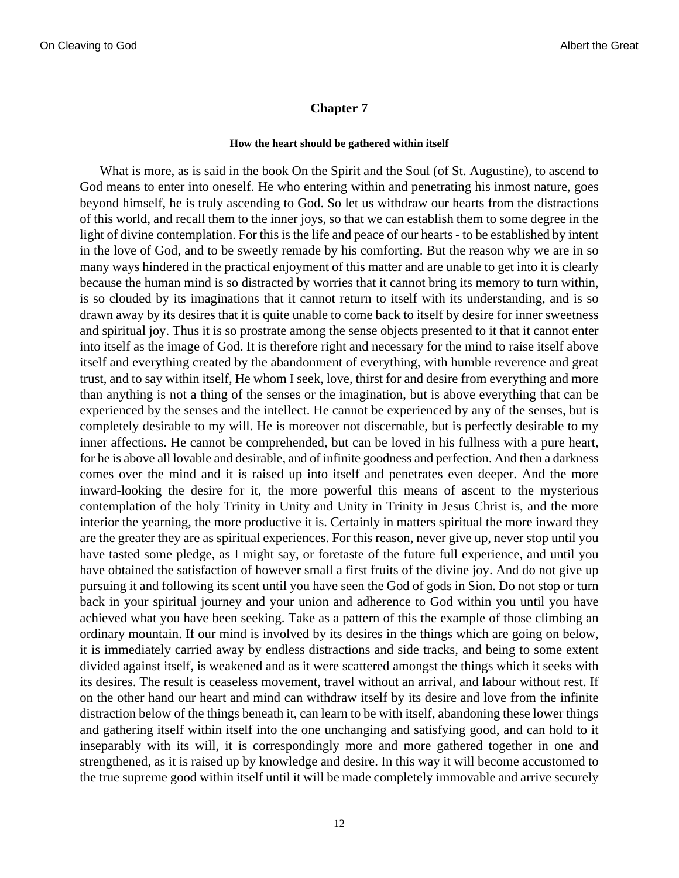## Chapter 7

#### How the heart should be gathered within itself

What is more, as is said in the book On the Spirit and the Soul (of St. Augustine), to ascend to God means to enter into oneself. He who entering within and penetrating his inmost nature, goes beyond himself, he is truly ascending to God. So let us withdraw our hearts from the distractions of this world, and recall them to the inner joys, so that we can establish them to some degree in the light of divine contemplation. For this is the life and peace of our hearts - to be established by intent in the love of God, and to be sweetly remade by his comforting. But the reason why we are in so many ways hindered in the practical enjoyment of this matter and are unable to get into it is clearly because the human mind is so distracted by worries that it cannot bring its memory to turn within, is so clouded by its imaginations that it cannot return to itself with its understanding, and is so drawn away by its desires that it is quite unable to come back to itself by desire for inner sweetness and spiritual joy. Thus it is so prostrate among the sense objects presented to it that it cannot enter into itself as the image of God. It is therefore right and necessary for the mind to raise itself above itself and everything created by the abandonment of everything, with humble reverence and great trust, and to say within itself, He whom I seek, love, thirst for and desire from everything and more than anything is not a thing of the senses or the imagination, but is above everything that can be experienced by the senses and the intellect. He cannot be experienced by any of the senses, but is completely desirable to my will. He is moreover not discernable, but is perfectly desirable to my inner affections. He cannot be comprehended, but can be loved in his fullness with a pure heart, for he is above all lovable and desirable, and of infinite goodness and perfection. And then a darkness comes over the mind and it is raised up into itself and penetrates even deeper. And the more inward-looking the desire for it, the more powerful this means of ascent to the mysterious contemplation of the holy Trinity in Unity and Unity in Trinity in Jesus Christ is, and the more interior the yearning, the more productive it is. Certainly in matters spiritual the more inward they are the greater they are as spiritual experiences. For this reason, never give up, never stop until you have tasted some pledge, as I might say, or foretaste of the future full experience, and until you have obtained the satisfaction of however small a first fruits of the divine joy. And do not give up pursuing it and following its scent until you have seen the God of gods in Sion. Do not stop or turn back in your spiritual journey and your union and adherence to God within you until you have achieved what you have been seeking. Take as a pattern of this the example of those climbing an ordinary mountain. If our mind is involved by its desires in the things which are going on below, it is immediately carried away by endless distractions and side tracks, and being to some extent divided against itself, is weakened and as it were scattered amongst the things which it seeks with its desires. The result is ceaseless movement, travel without an arrival, and labour without rest. If on the other hand our heart and mind can withdraw itself by its desire and love from the infinite distraction below of the things beneath it, can learn to be with itself, abandoning these lower things and gathering itself within itself into the one unchanging and satisfying good, and can hold to it inseparably with its will, it is correspondingly more and more gathered together in one and strengthened, as it is raised up by knowledge and desire. In this way it will become accustomed to the true supreme good within itself until it will be made completely immovable and arrive securely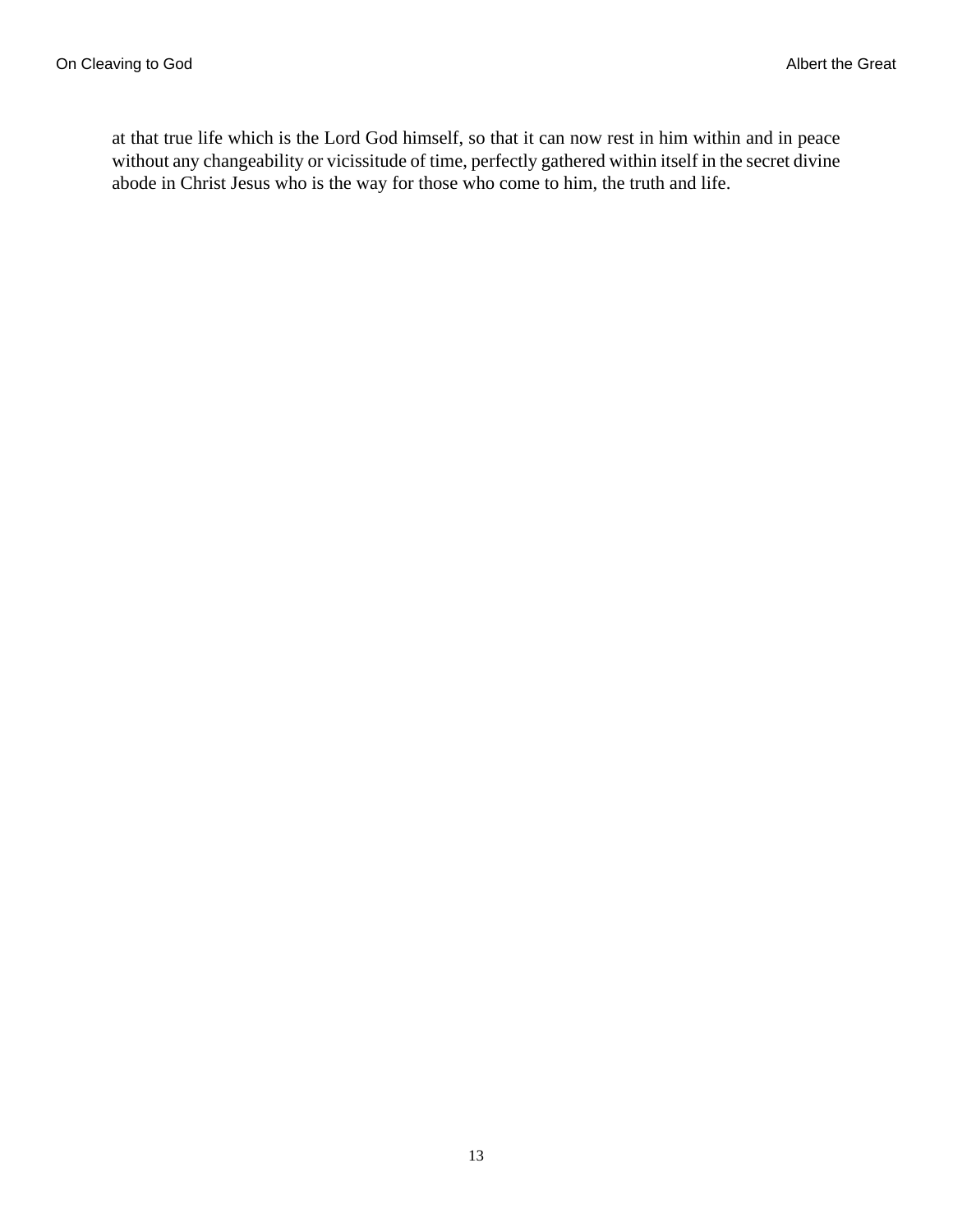at that true life which is the Lord God himself, so that it can now rest in him within and in peace without any changeability or vicissitude of time, perfectly gathered within itself in the secret divine abode in Christ Jesus who is the way for those who come to him, the truth and life.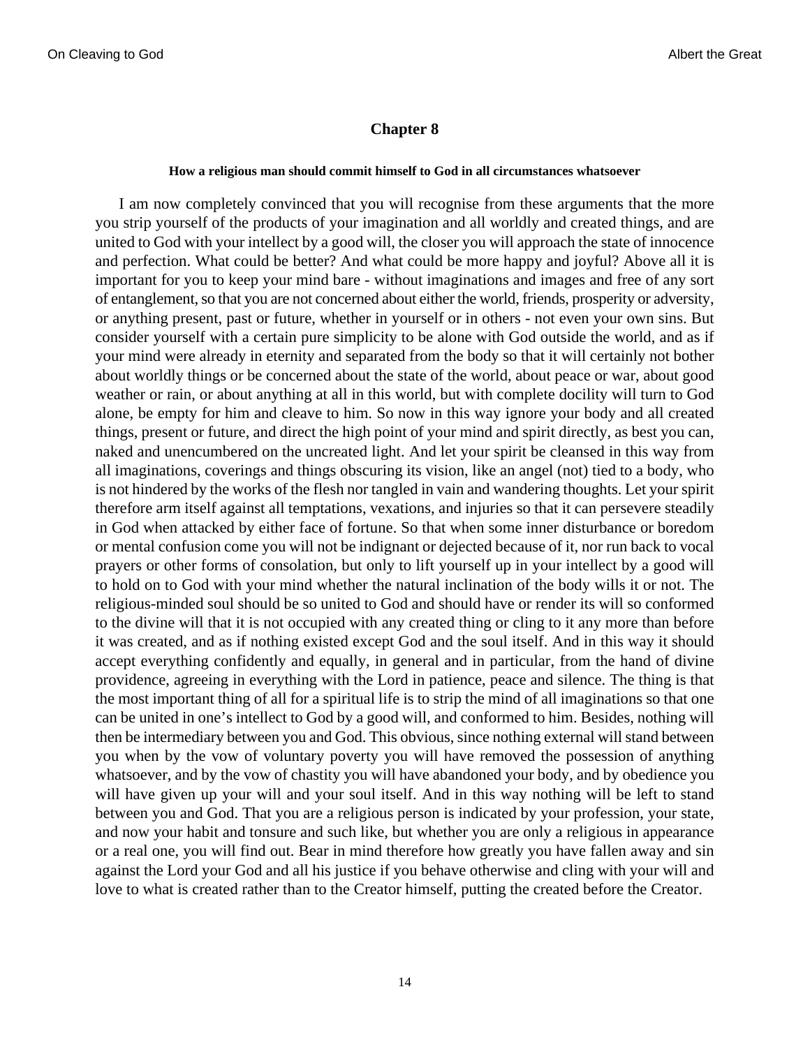## Chapter 8

#### How a religious man should commit himself to God in all circumstances whatsoever

I am now completely convinced that you will recognise from these arguments that the more you strip yourself of the products of your imagination and all worldly and created things, and are united to God with your intellect by a good will, the closer you will approach the state of innocence and perfection. What could be better? And what could be more happy and joyful? Above all it is important for you to keep your mind bare - without imaginations and images and free of any sort of entanglement, so that you are not concerned about either the world, friends, prosperity or adversity, or anything present, past or future, whether in yourself or in others - not even your own sins. But consider yourself with a certain pure simplicity to be alone with God outside the world, and as if your mind were already in eternity and separated from the body so that it will certainly not bother about worldly things or be concerned about the state of the world, about peace or war, about good weather or rain, or about anything at all in this world, but with complete docility will turn to God alone, be empty for him and cleave to him. So now in this way ignore your body and all created things, present or future, and direct the high point of your mind and spirit directly, as best you can, naked and unencumbered on the uncreated light. And let your spirit be cleansed in this way from all imaginations, coverings and things obscuring its vision, like an angel (not) tied to a body, who is not hindered by the works of the flesh nor tangled in vain and wandering thoughts. Let your spirit therefore arm itself against all temptations, vexations, and injuries so that it can persevere steadily in God when attacked by either face of fortune. So that when some inner disturbance or boredom or mental confusion come you will not be indignant or dejected because of it, nor run back to vocal prayers or other forms of consolation, but only to lift yourself up in your intellect by a good will to hold on to God with your mind whether the natural inclination of the body wills it or not. The religious-minded soul should be so united to God and should have or render its will so conformed to the divine will that it is not occupied with any created thing or cling to it any more than before it was created, and as if nothing existed except God and the soul itself. And in this way it should accept everything confidently and equally, in general and in particular, from the hand of divine providence, agreeing in everything with the Lord in patience, peace and silence. The thing is that the most important thing of all for a spiritual life is to strip the mind of all imaginations so that one can be united in one's intellect to God by a good will, and conformed to him. Besides, nothing will then be intermediary between you and God. This obvious, since nothing external will stand between you when by the vow of voluntary poverty you will have removed the possession of anything whatsoever, and by the vow of chastity you will have abandoned your body, and by obedience you will have given up your will and your soul itself. And in this way nothing will be left to stand between you and God. That you are a religious person is indicated by your profession, your state, and now your habit and tonsure and such like, but whether you are only a religious in appearance or a real one, you will find out. Bear in mind therefore how greatly you have fallen away and sin against the Lord your God and all his justice if you behave otherwise and cling with your will and love to what is created rather than to the Creator himself, putting the created before the Creator.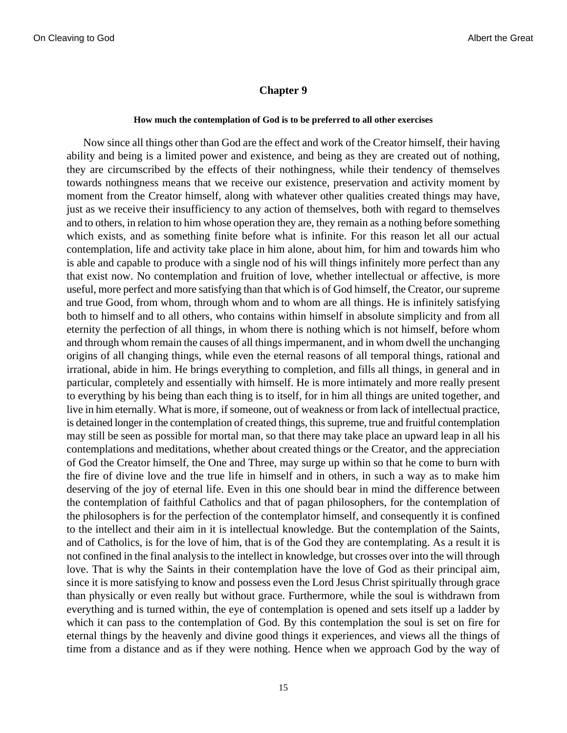## Chapter 9

#### How much the contemplation of God is to be preferred to all other exercises

Now since all things other than God are the effect and work of the Creator himself, their having ability and being is a limited power and existence, and being as they are created out of nothing, they are circumscribed by the effects of their nothingness, while their tendency of themselves towards nothingness means that we receive our existence, preservation and activity moment by moment from the Creator himself, along with whatever other qualities created things may have, just as we receive their insufficiency to any action of themselves, both with regard to themselves and to others, in relation to him whose operation they are, they remain as a nothing before something which exists, and as something finite before what is infinite. For this reason let all our actual contemplation, life and activity take place in him alone, about him, for him and towards him who is able and capable to produce with a single nod of his will things infinitely more perfect than any that exist now. No contemplation and fruition of love, whether intellectual or affective, is more useful, more perfect and more satisfying than that which is of God himself, the Creator, our supreme and true Good, from whom, through whom and to whom are all things. He is infinitely satisfying both to himself and to all others, who contains within himself in absolute simplicity and from all eternity the perfection of all things, in whom there is nothing which is not himself, before whom and through whom remain the causes of all things impermanent, and in whom dwell the unchanging origins of all changing things, while even the eternal reasons of all temporal things, rational and irrational, abide in him. He brings everything to completion, and fills all things, in general and in particular, completely and essentially with himself. He is more intimately and more really present to everything by his being than each thing is to itself, for in him all things are united together, and live in him eternally. What is more, if someone, out of weakness or from lack of intellectual practice, is detained longer in the contemplation of created things, this supreme, true and fruitful contemplation may still be seen as possible for mortal man, so that there may take place an upward leap in all his contemplations and meditations, whether about created things or the Creator, and the appreciation of God the Creator himself, the One and Three, may surge up within so that he come to burn with the fire of divine love and the true life in himself and in others, in such a way as to make him deserving of the joy of eternal life. Even in this one should bear in mind the difference between the contemplation of faithful Catholics and that of pagan philosophers, for the contemplation of the philosophers is for the perfection of the contemplator himself, and consequently it is confined to the intellect and their aim in it is intellectual knowledge. But the contemplation of the Saints, and of Catholics, is for the love of him, that is of the God they are contemplating. As a result it is not confined in the final analysis to the intellect in knowledge, but crosses over into the will through love. That is why the Saints in their contemplation have the love of God as their principal aim, since it is more satisfying to know and possess even the Lord Jesus Christ spiritually through grace than physically or even really but without grace. Furthermore, while the soul is withdrawn from everything and is turned within, the eye of contemplation is opened and sets itself up a ladder by which it can pass to the contemplation of God. By this contemplation the soul is set on fire for eternal things by the heavenly and divine good things it experiences, and views all the things of time from a distance and as if they were nothing. Hence when we approach God by the way of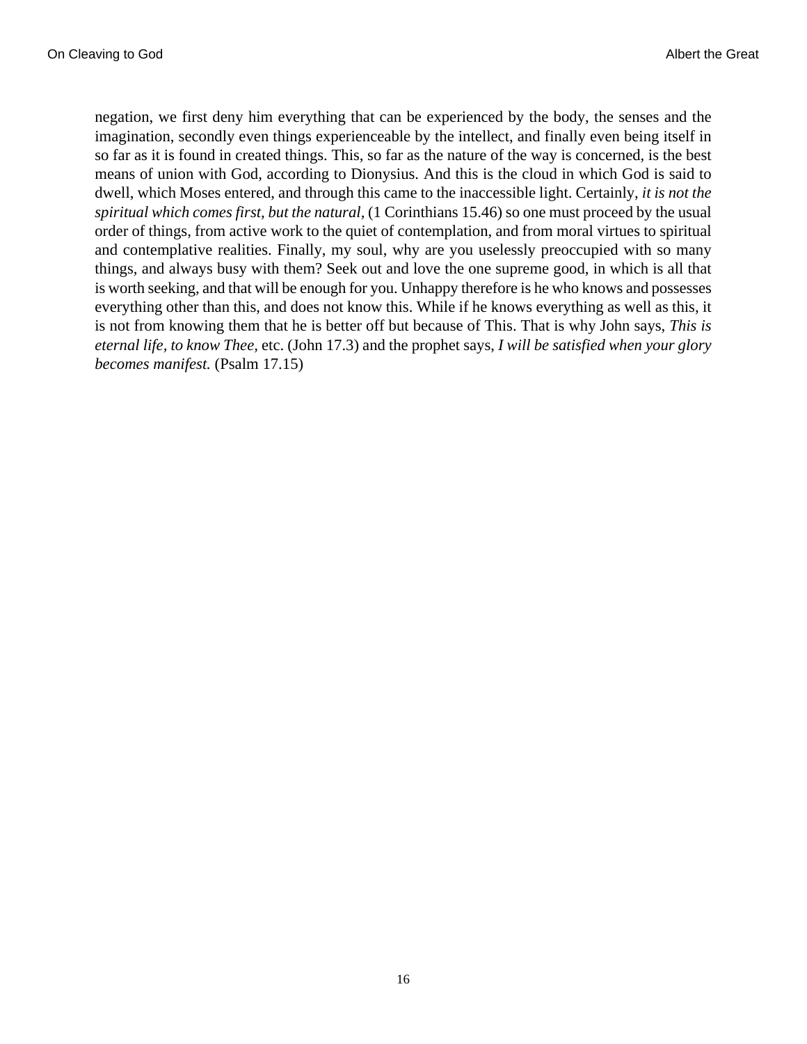negation, we first deny him everything that can be experienced by the body, the senses and the imagination, secondly even things experienceable by the intellect, and finally even being itself in so far as it is found in created things. This, so far as the nature of the way is concerned, is the best means of union with God, according to Dionysius. And this is the cloud in which God is said to dwell, which Moses entered, and through this came to the inaccessible light. Certainly, *it is not the spiritual which comes first, but the natural*, (1 Corinthians 15.46) so one must proceed by the usual order of things, from active work to the quiet of contemplation, and from moral virtues to spiritual and contemplative realities. Finally, my soul, why are you uselessly preoccupied with so many things, and always busy with them? Seek out and love the one supreme good, in which is all that is worth seeking, and that will be enough for you. Unhappy therefore is he who knows and possesses everything other than this, and does not know this. While if he knows everything as well as this, it is not from knowing them that he is better off but because of This. That is why John says, *This is eternal life, to know Thee*, etc. (John 17.3) and the prophet says, *I will be satisfied when your glory becomes manifest.* (Psalm 17.15)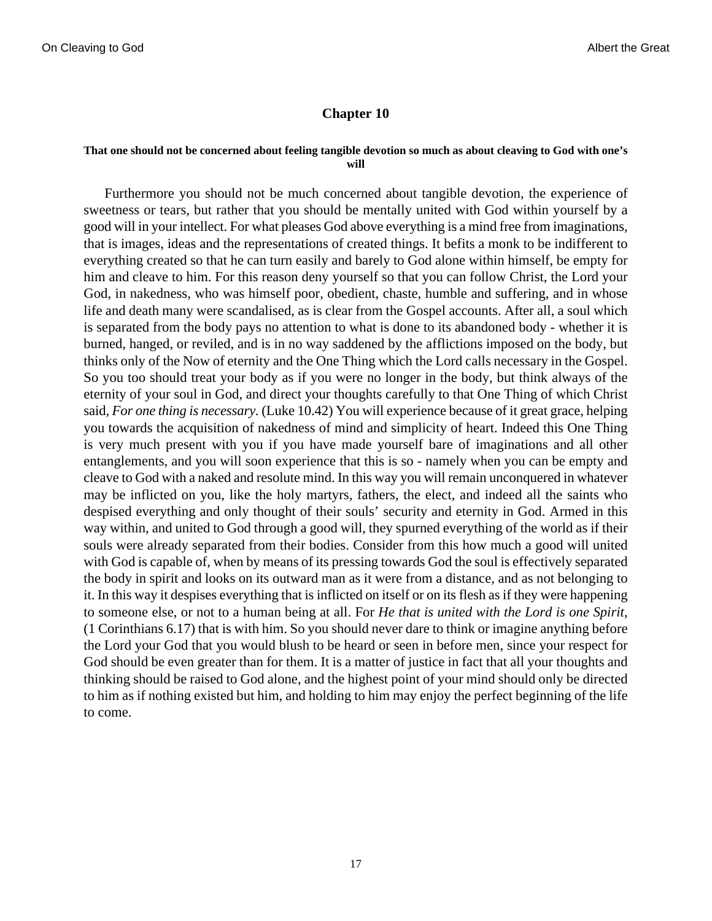## Chapter 10

**That one should not be concerned about feeling tangible devotion so much as about cleaving to God with one's will**

Furthermore you should not be much concerned about tangible devotion, the experience of sweetness or tears, but rather that you should be mentally united with God within yourself by a good will in your intellect. For what pleases God above everything is a mind free from imaginations, that is images, ideas and the representations of created things. It befits a monk to be indifferent to everything created so that he can turn easily and barely to God alone within himself, be empty for him and cleave to him. For this reason deny yourself so that you can follow Christ, the Lord your God, in nakedness, who was himself poor, obedient, chaste, humble and suffering, and in whose life and death many were scandalised, as is clear from the Gospel accounts. After all, a soul which is separated from the body pays no attention to what is done to its abandoned body - whether it is burned, hanged, or reviled, and is in no way saddened by the afflictions imposed on the body, but thinks only of the Now of eternity and the One Thing which the Lord calls necessary in the Gospel. So you too should treat your body as if you were no longer in the body, but think always of the eternity of your soul in God, and direct your thoughts carefully to that One Thing of which Christ said, *For one thing is necessary.* (Luke 10.42) You will experience because of it great grace, helping you towards the acquisition of nakedness of mind and simplicity of heart. Indeed this One Thing is very much present with you if you have made yourself bare of imaginations and all other entanglements, and you will soon experience that this is so - namely when you can be empty and cleave to God with a naked and resolute mind. In this way you will remain unconquered in whatever may be inflicted on you, like the holy martyrs, fathers, the elect, and indeed all the saints who despised everything and only thought of their souls' security and eternity in God. Armed in this way within, and united to God through a good will, they spurned everything of the world as if their souls were already separated from their bodies. Consider from this how much a good will united with God is capable of, when by means of its pressing towards God the soul is effectively separated the body in spirit and looks on its outward man as it were from a distance, and as not belonging to it. In this way it despises everything that is inflicted on itself or on its flesh as if they were happening to someone else, or not to a human being at all. For *He that is united with the Lord is one Spirit*, (1 Corinthians 6.17) that is with him. So you should never dare to think or imagine anything before the Lord your God that you would blush to be heard or seen in before men, since your respect for God should be even greater than for them. It is a matter of justice in fact that all your thoughts and thinking should be raised to God alone, and the highest point of your mind should only be directed to him as if nothing existed but him, and holding to him may enjoy the perfect beginning of the life to come.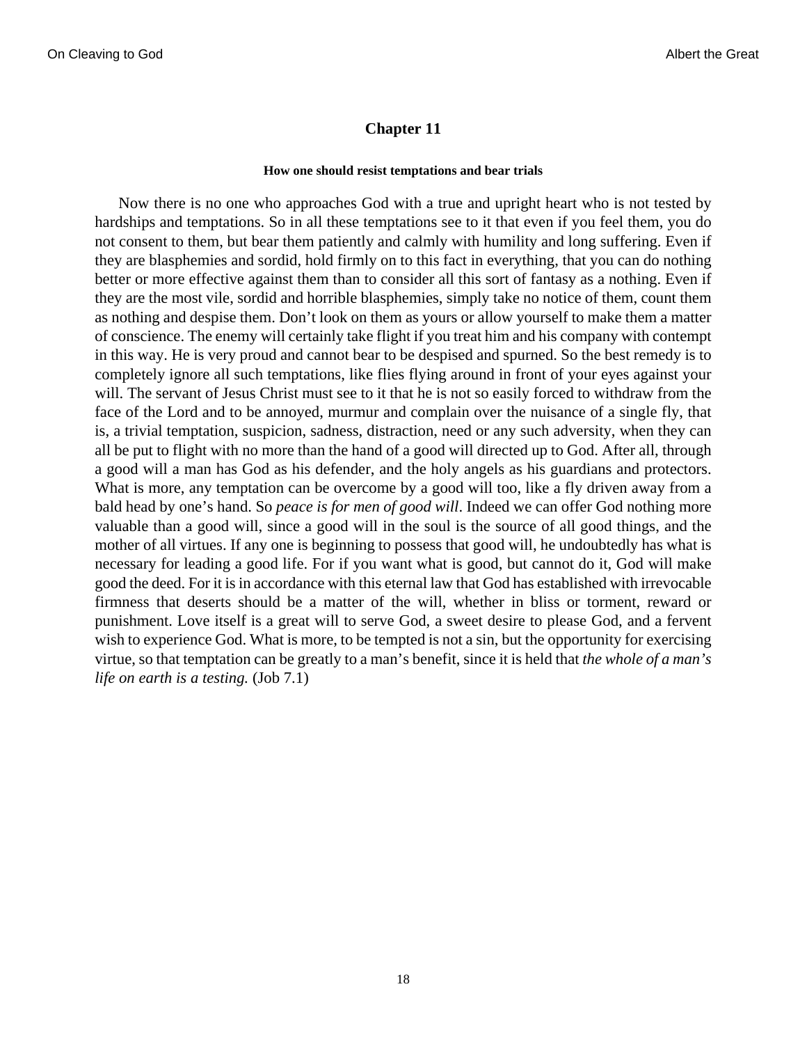## Chapter 11

#### How one should resist temptations and bear trials

Now there is no one who approaches God with a true and upright heart who is not tested by hardships and temptations. So in all these temptations see to it that even if you feel them, you do not consent to them, but bear them patiently and calmly with humility and long suffering. Even if they are blasphemies and sordid, hold firmly on to this fact in everything, that you can do nothing better or more effective against them than to consider all this sort of fantasy as a nothing. Even if they are the most vile, sordid and horrible blasphemies, simply take no notice of them, count them as nothing and despise them. Don't look on them as yours or allow yourself to make them a matter of conscience. The enemy will certainly take flight if you treat him and his company with contempt in this way. He is very proud and cannot bear to be despised and spurned. So the best remedy is to completely ignore all such temptations, like flies flying around in front of your eyes against your will. The servant of Jesus Christ must see to it that he is not so easily forced to withdraw from the face of the Lord and to be annoyed, murmur and complain over the nuisance of a single fly, that is, a trivial temptation, suspicion, sadness, distraction, need or any such adversity, when they can all be put to flight with no more than the hand of a good will directed up to God. After all, through a good will a man has God as his defender, and the holy angels as his guardians and protectors. What is more, any temptation can be overcome by a good will too, like a fly driven away from a bald head by one's hand. So *peace is for men of good will*. Indeed we can offer God nothing more valuable than a good will, since a good will in the soul is the source of all good things, and the mother of all virtues. If any one is beginning to possess that good will, he undoubtedly has what is necessary for leading a good life. For if you want what is good, but cannot do it, God will make good the deed. For it is in accordance with this eternal law that God has established with irrevocable firmness that deserts should be a matter of the will, whether in bliss or torment, reward or punishment. Love itself is a great will to serve God, a sweet desire to please God, and a fervent wish to experience God. What is more, to be tempted is not a sin, but the opportunity for exercising virtue, so that temptation can be greatly to a man's benefit, since it is held that *the whole of a man's life on earth is a testing.* (Job 7.1)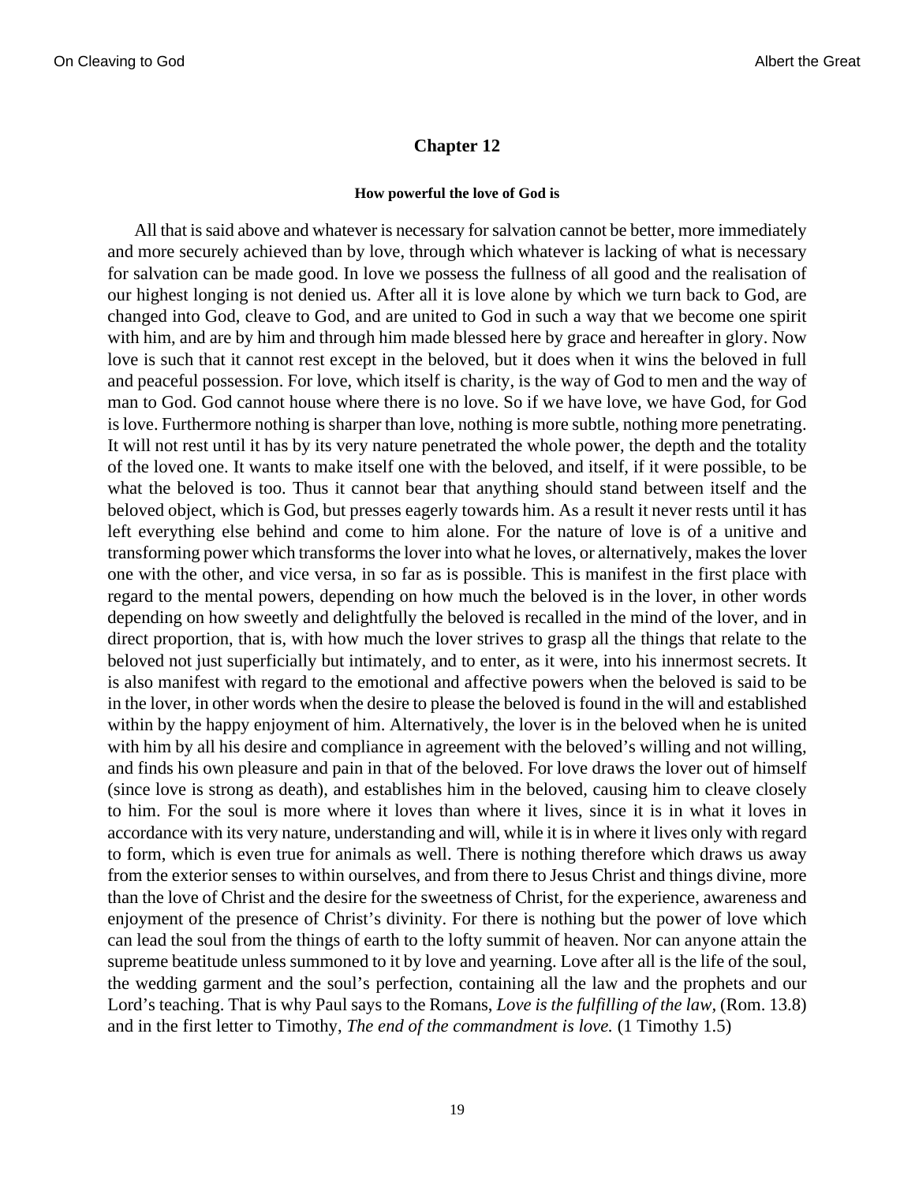## Chapter 12

#### How powerful the love of God is

All that is said above and whatever is necessary for salvation cannot be better, more immediately and more securely achieved than by love, through which whatever is lacking of what is necessary for salvation can be made good. In love we possess the fullness of all good and the realisation of our highest longing is not denied us. After all it is love alone by which we turn back to God, are changed into God, cleave to God, and are united to God in such a way that we become one spirit with him, and are by him and through him made blessed here by grace and hereafter in glory. Now love is such that it cannot rest except in the beloved, but it does when it wins the beloved in full and peaceful possession. For love, which itself is charity, is the way of God to men and the way of man to God. God cannot house where there is no love. So if we have love, we have God, for God is love. Furthermore nothing is sharper than love, nothing is more subtle, nothing more penetrating. It will not rest until it has by its very nature penetrated the whole power, the depth and the totality of the loved one. It wants to make itself one with the beloved, and itself, if it were possible, to be what the beloved is too. Thus it cannot bear that anything should stand between itself and the beloved object, which is God, but presses eagerly towards him. As a result it never rests until it has left everything else behind and come to him alone. For the nature of love is of a unitive and transforming power which transforms the lover into what he loves, or alternatively, makes the lover one with the other, and vice versa, in so far as is possible. This is manifest in the first place with regard to the mental powers, depending on how much the beloved is in the lover, in other words depending on how sweetly and delightfully the beloved is recalled in the mind of the lover, and in direct proportion, that is, with how much the lover strives to grasp all the things that relate to the beloved not just superficially but intimately, and to enter, as it were, into his innermost secrets. It is also manifest with regard to the emotional and affective powers when the beloved is said to be in the lover, in other words when the desire to please the beloved is found in the will and established within by the happy enjoyment of him. Alternatively, the lover is in the beloved when he is united with him by all his desire and compliance in agreement with the beloved's willing and not willing, and finds his own pleasure and pain in that of the beloved. For love draws the lover out of himself (since love is strong as death), and establishes him in the beloved, causing him to cleave closely to him. For the soul is more where it loves than where it lives, since it is in what it loves in accordance with its very nature, understanding and will, while it is in where it lives only with regard to form, which is even true for animals as well. There is nothing therefore which draws us away from the exterior senses to within ourselves, and from there to Jesus Christ and things divine, more than the love of Christ and the desire for the sweetness of Christ, for the experience, awareness and enjoyment of the presence of Christ's divinity. For there is nothing but the power of love which can lead the soul from the things of earth to the lofty summit of heaven. Nor can anyone attain the supreme beatitude unless summoned to it by love and yearning. Love after all is the life of the soul, the wedding garment and the soul's perfection, containing all the law and the prophets and our Lord's teaching. That is why Paul says to the Romans, *Love is the fulfilling of the law*, (Rom. 13.8) and in the first letter to Timothy, *The end of the commandment is love.* (1 Timothy 1.5)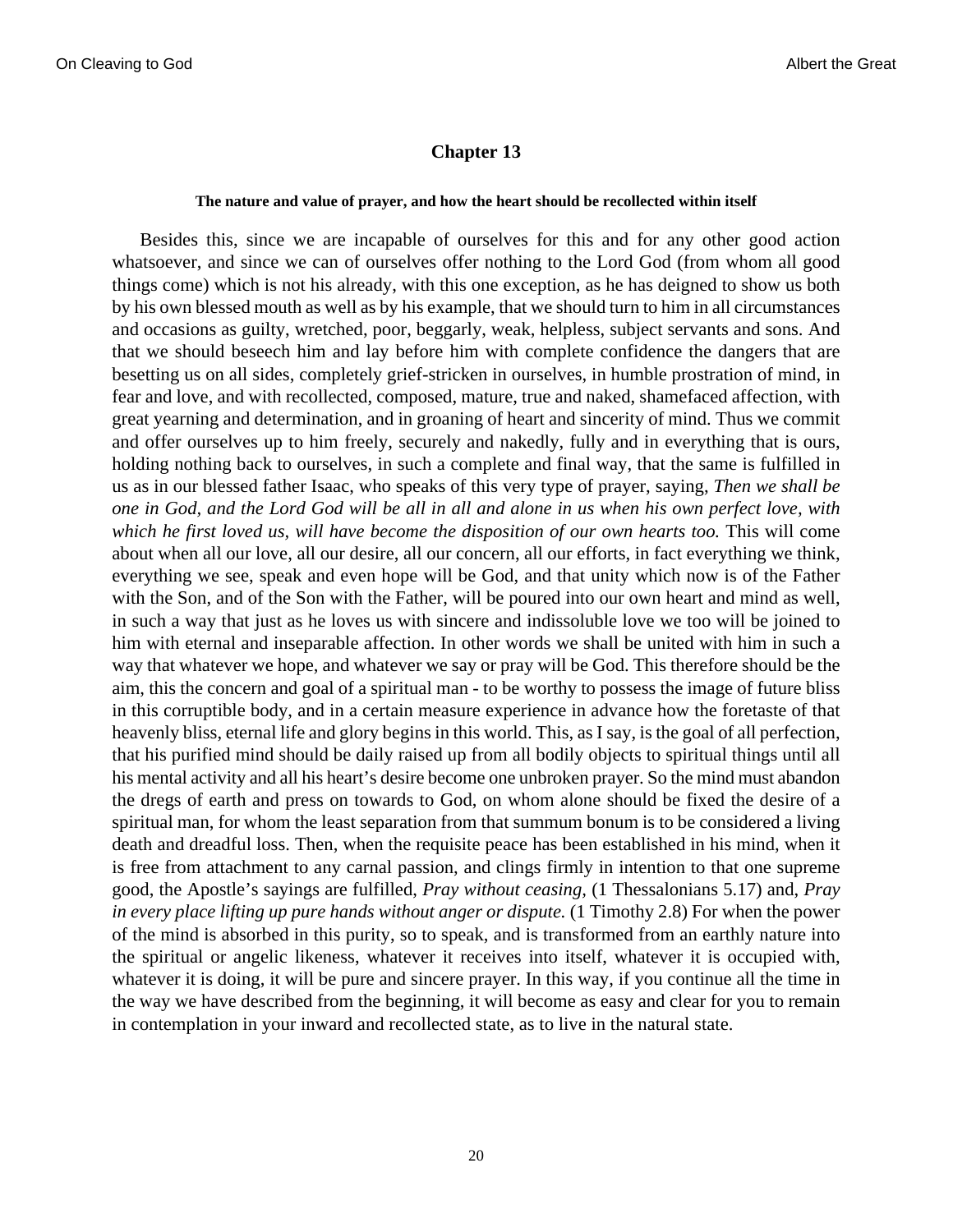## Chapter 13

#### The nature and value of prayer, and how the heart should be recollected within itself

Besides this, since we are incapable of ourselves for this and for any other good action whatsoever, and since we can of ourselves offer nothing to the Lord God (from whom all good things come) which is not his already, with this one exception, as he has deigned to show us both by his own blessed mouth as well as by his example, that we should turn to him in all circumstances and occasions as guilty, wretched, poor, beggarly, weak, helpless, subject servants and sons. And that we should beseech him and lay before him with complete confidence the dangers that are besetting us on all sides, completely grief-stricken in ourselves, in humble prostration of mind, in fear and love, and with recollected, composed, mature, true and naked, shamefaced affection, with great yearning and determination, and in groaning of heart and sincerity of mind. Thus we commit and offer ourselves up to him freely, securely and nakedly, fully and in everything that is ours, holding nothing back to ourselves, in such a complete and final way, that the same is fulfilled in us as in our blessed father Isaac, who speaks of this very type of prayer, saying, *Then we shall be one in God, and the Lord God will be all in all and alone in us when his own perfect love, with which he first loved us, will have become the disposition of our own hearts too.* This will come about when all our love, all our desire, all our concern, all our efforts, in fact everything we think, everything we see, speak and even hope will be God, and that unity which now is of the Father with the Son, and of the Son with the Father, will be poured into our own heart and mind as well, in such a way that just as he loves us with sincere and indissoluble love we too will be joined to him with eternal and inseparable affection. In other words we shall be united with him in such a way that whatever we hope, and whatever we say or pray will be God. This therefore should be the aim, this the concern and goal of a spiritual man - to be worthy to possess the image of future bliss in this corruptible body, and in a certain measure experience in advance how the foretaste of that heavenly bliss, eternal life and glory begins in this world. This, as I say, is the goal of all perfection, that his purified mind should be daily raised up from all bodily objects to spiritual things until all his mental activity and all his heart's desire become one unbroken prayer. So the mind must abandon the dregs of earth and press on towards to God, on whom alone should be fixed the desire of a spiritual man, for whom the least separation from that summum bonum is to be considered a living death and dreadful loss. Then, when the requisite peace has been established in his mind, when it is free from attachment to any carnal passion, and clings firmly in intention to that one supreme good, the Apostle's sayings are fulfilled, *Pray without ceasing,* (1 Thessalonians 5.17) and, *Pray in every place lifting up pure hands without anger or dispute.* (1 Timothy 2.8) For when the power of the mind is absorbed in this purity, so to speak, and is transformed from an earthly nature into the spiritual or angelic likeness, whatever it receives into itself, whatever it is occupied with, whatever it is doing, it will be pure and sincere prayer. In this way, if you continue all the time in the way we have described from the beginning, it will become as easy and clear for you to remain in contemplation in your inward and recollected state, as to live in the natural state.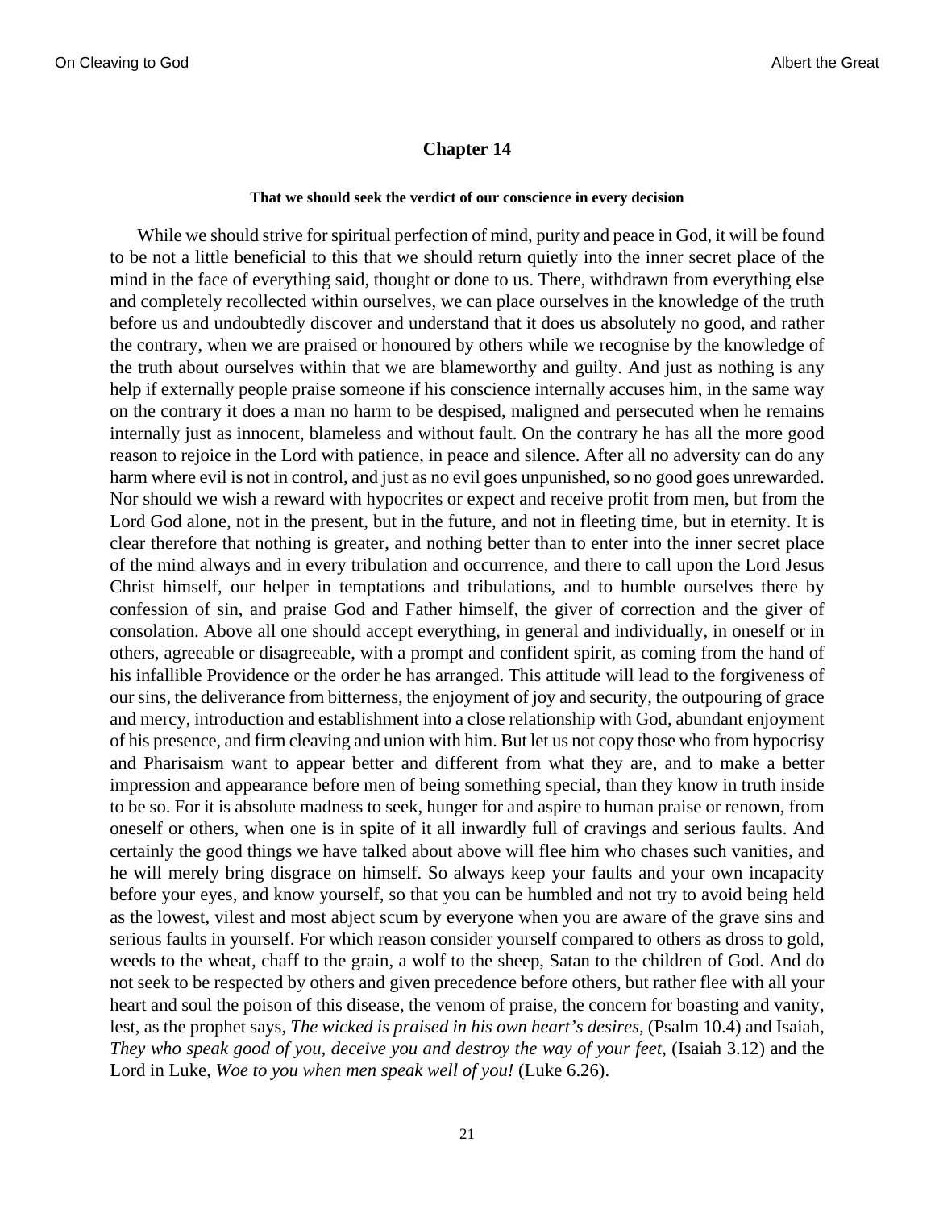## Chapter 14

#### That we should seek the verdict of our conscience in every decision

While we should strive for spiritual perfection of mind, purity and peace in God, it will be found to be not a little beneficial to this that we should return quietly into the inner secret place of the mind in the face of everything said, thought or done to us. There, withdrawn from everything else and completely recollected within ourselves, we can place ourselves in the knowledge of the truth before us and undoubtedly discover and understand that it does us absolutely no good, and rather the contrary, when we are praised or honoured by others while we recognise by the knowledge of the truth about ourselves within that we are blameworthy and guilty. And just as nothing is any help if externally people praise someone if his conscience internally accuses him, in the same way on the contrary it does a man no harm to be despised, maligned and persecuted when he remains internally just as innocent, blameless and without fault. On the contrary he has all the more good reason to rejoice in the Lord with patience, in peace and silence. After all no adversity can do any harm where evil is not in control, and just as no evil goes unpunished, so no good goes unrewarded. Nor should we wish a reward with hypocrites or expect and receive profit from men, but from the Lord God alone, not in the present, but in the future, and not in fleeting time, but in eternity. It is clear therefore that nothing is greater, and nothing better than to enter into the inner secret place of the mind always and in every tribulation and occurrence, and there to call upon the Lord Jesus Christ himself, our helper in temptations and tribulations, and to humble ourselves there by confession of sin, and praise God and Father himself, the giver of correction and the giver of consolation. Above all one should accept everything, in general and individually, in oneself or in others, agreeable or disagreeable, with a prompt and confident spirit, as coming from the hand of his infallible Providence or the order he has arranged. This attitude will lead to the forgiveness of our sins, the deliverance from bitterness, the enjoyment of joy and security, the outpouring of grace and mercy, introduction and establishment into a close relationship with God, abundant enjoyment of his presence, and firm cleaving and union with him. But let us not copy those who from hypocrisy and Pharisaism want to appear better and different from what they are, and to make a better impression and appearance before men of being something special, than they know in truth inside to be so. For it is absolute madness to seek, hunger for and aspire to human praise or renown, from oneself or others, when one is in spite of it all inwardly full of cravings and serious faults. And certainly the good things we have talked about above will flee him who chases such vanities, and he will merely bring disgrace on himself. So always keep your faults and your own incapacity before your eyes, and know yourself, so that you can be humbled and not try to avoid being held as the lowest, vilest and most abject scum by everyone when you are aware of the grave sins and serious faults in yourself. For which reason consider yourself compared to others as dross to gold, weeds to the wheat, chaff to the grain, a wolf to the sheep, Satan to the children of God. And do not seek to be respected by others and given precedence before others, but rather flee with all your heart and soul the poison of this disease, the venom of praise, the concern for boasting and vanity, lest, as the prophet says, *The wicked is praised in his own heart's desires,* (Psalm 10.4) and Isaiah, *They who speak good of you, deceive you and destroy the way of your feet,* (Isaiah 3.12) and the Lord in Luke, *Woe to you when men speak well of you!* (Luke 6.26).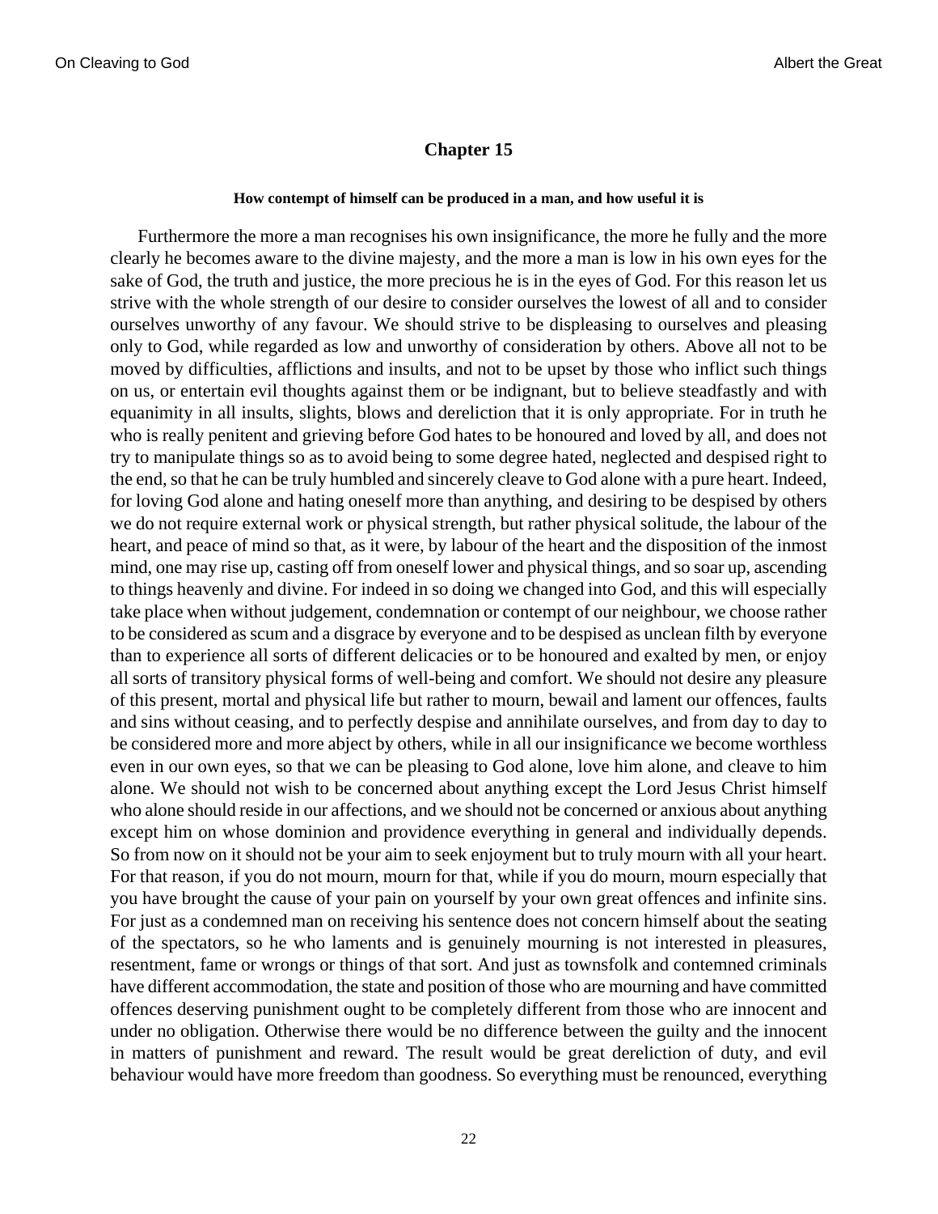## Chapter 15

#### How contempt of himself can be produced in a man, and how useful it is

Furthermore the more a man recognises his own insignificance, the more he fully and the more clearly he becomes aware to the divine majesty, and the more a man is low in his own eyes for the sake of God, the truth and justice, the more precious he is in the eyes of God. For this reason let us strive with the whole strength of our desire to consider ourselves the lowest of all and to consider ourselves unworthy of any favour. We should strive to be displeasing to ourselves and pleasing only to God, while regarded as low and unworthy of consideration by others. Above all not to be moved by difficulties, afflictions and insults, and not to be upset by those who inflict such things on us, or entertain evil thoughts against them or be indignant, but to believe steadfastly and with equanimity in all insults, slights, blows and dereliction that it is only appropriate. For in truth he who is really penitent and grieving before God hates to be honoured and loved by all, and does not try to manipulate things so as to avoid being to some degree hated, neglected and despised right to the end, so that he can be truly humbled and sincerely cleave to God alone with a pure heart. Indeed, for loving God alone and hating oneself more than anything, and desiring to be despised by others we do not require external work or physical strength, but rather physical solitude, the labour of the heart, and peace of mind so that, as it were, by labour of the heart and the disposition of the inmost mind, one may rise up, casting off from oneself lower and physical things, and so soar up, ascending to things heavenly and divine. For indeed in so doing we changed into God, and this will especially take place when without judgement, condemnation or contempt of our neighbour, we choose rather to be considered as scum and a disgrace by everyone and to be despised as unclean filth by everyone than to experience all sorts of different delicacies or to be honoured and exalted by men, or enjoy all sorts of transitory physical forms of well-being and comfort. We should not desire any pleasure of this present, mortal and physical life but rather to mourn, bewail and lament our offences, faults and sins without ceasing, and to perfectly despise and annihilate ourselves, and from day to day to be considered more and more abject by others, while in all our insignificance we become worthless even in our own eyes, so that we can be pleasing to God alone, love him alone, and cleave to him alone. We should not wish to be concerned about anything except the Lord Jesus Christ himself who alone should reside in our affections, and we should not be concerned or anxious about anything except him on whose dominion and providence everything in general and individually depends. So from now on it should not be your aim to seek enjoyment but to truly mourn with all your heart. For that reason, if you do not mourn, mourn for that, while if you do mourn, mourn especially that you have brought the cause of your pain on yourself by your own great offences and infinite sins. For just as a condemned man on receiving his sentence does not concern himself about the seating of the spectators, so he who laments and is genuinely mourning is not interested in pleasures, resentment, fame or wrongs or things of that sort. And just as townsfolk and contemned criminals have different accommodation, the state and position of those who are mourning and have committed offences deserving punishment ought to be completely different from those who are innocent and under no obligation. Otherwise there would be no difference between the guilty and the innocent in matters of punishment and reward. The result would be great dereliction of duty, and evil behaviour would have more freedom than goodness. So everything must be renounced, everything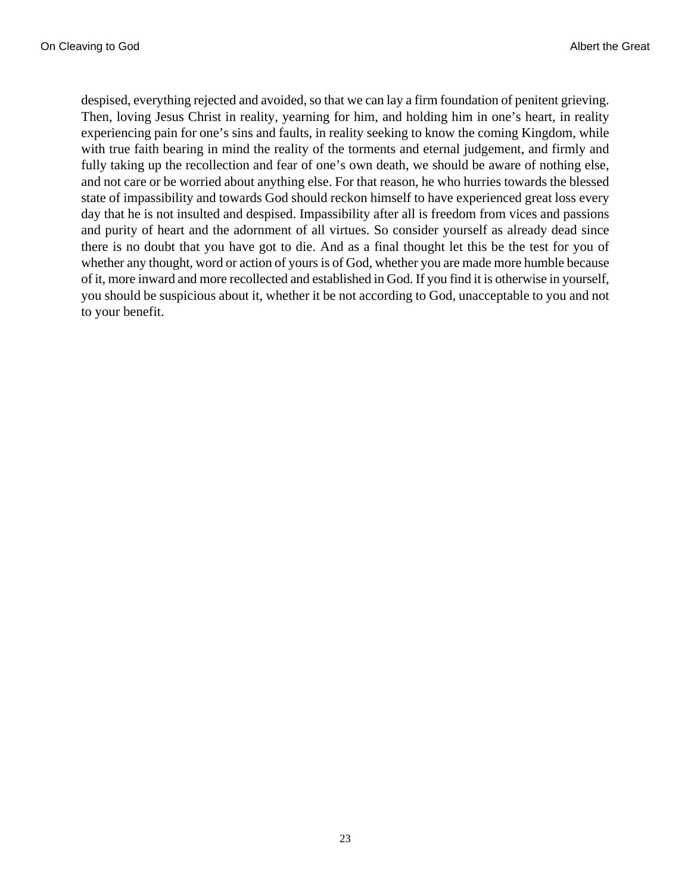despised, everything rejected and avoided, so that we can lay a firm foundation of penitent grieving. Then, loving Jesus Christ in reality, yearning for him, and holding him in one's heart, in reality experiencing pain for one's sins and faults, in reality seeking to know the coming Kingdom, while with true faith bearing in mind the reality of the torments and eternal judgement, and firmly and fully taking up the recollection and fear of one's own death, we should be aware of nothing else, and not care or be worried about anything else. For that reason, he who hurries towards the blessed state of impassibility and towards God should reckon himself to have experienced great loss every day that he is not insulted and despised. Impassibility after all is freedom from vices and passions and purity of heart and the adornment of all virtues. So consider yourself as already dead since there is no doubt that you have got to die. And as a final thought let this be the test for you of whether any thought, word or action of yours is of God, whether you are made more humble because of it, more inward and more recollected and established in God. If you find it is otherwise in yourself, you should be suspicious about it, whether it be not according to God, unacceptable to you and not to your benefit.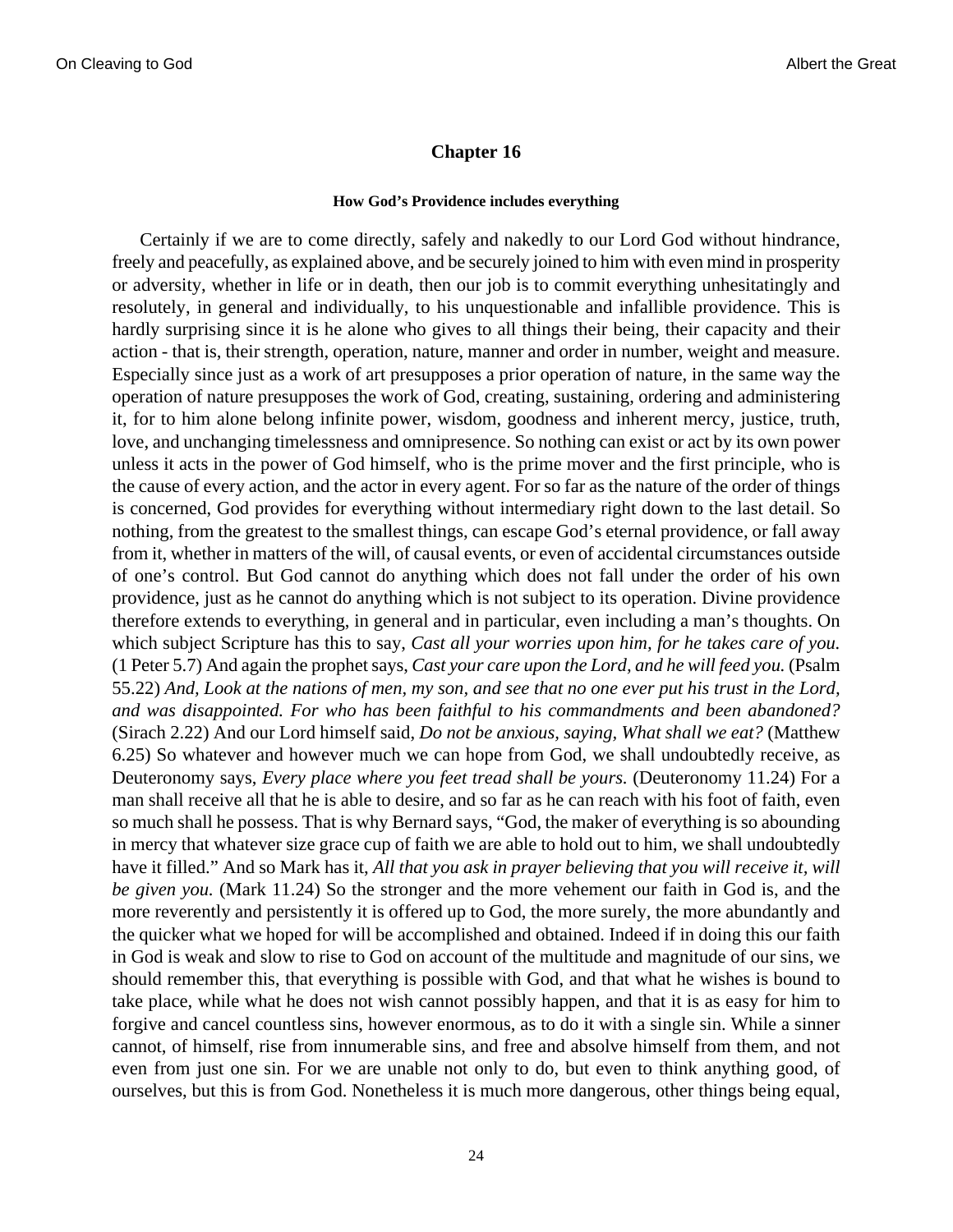## Chapter 16

#### How God's Providence includes everything

Certainly if we are to come directly, safely and nakedly to our Lord God without hindrance, freely and peacefully, as explained above, and be securely joined to him with even mind in prosperity or adversity, whether in life or in death, then our job is to commit everything unhesitatingly and resolutely, in general and individually, to his unquestionable and infallible providence. This is hardly surprising since it is he alone who gives to all things their being, their capacity and their action - that is, their strength, operation, nature, manner and order in number, weight and measure. Especially since just as a work of art presupposes a prior operation of nature, in the same way the operation of nature presupposes the work of God, creating, sustaining, ordering and administering it, for to him alone belong infinite power, wisdom, goodness and inherent mercy, justice, truth, love, and unchanging timelessness and omnipresence. So nothing can exist or act by its own power unless it acts in the power of God himself, who is the prime mover and the first principle, who is the cause of every action, and the actor in every agent. For so far as the nature of the order of things is concerned, God provides for everything without intermediary right down to the last detail. So nothing, from the greatest to the smallest things, can escape God's eternal providence, or fall away from it, whether in matters of the will, of causal events, or even of accidental circumstances outside of one's control. But God cannot do anything which does not fall under the order of his own providence, just as he cannot do anything which is not subject to its operation. Divine providence therefore extends to everything, in general and in particular, even including a man's thoughts. On which subject Scripture has this to say, *Cast all your worries upon him, for he takes care of you.* (1 Peter 5.7) And again the prophet says, *Cast your care upon the Lord, and he will feed you.* (Psalm 55.22) *And, Look at the nations of men, my son, and see that no one ever put his trust in the Lord, and was disappointed. For who has been faithful to his commandments and been abandoned?* (Sirach 2.22) And our Lord himself said, *Do not be anxious, saying, What shall we eat?* (Matthew 6.25) So whatever and however much we can hope from God, we shall undoubtedly receive, as Deuteronomy says, *Every place where you feet tread shall be yours.* (Deuteronomy 11.24) For a man shall receive all that he is able to desire, and so far as he can reach with his foot of faith, even so much shall he possess. That is why Bernard says, "God, the maker of everything is so abounding in mercy that whatever size grace cup of faith we are able to hold out to him, we shall undoubtedly have it filled." And so Mark has it, *All that you ask in prayer believing that you will receive it, will be given you.* (Mark 11.24) So the stronger and the more vehement our faith in God is, and the more reverently and persistently it is offered up to God, the more surely, the more abundantly and the quicker what we hoped for will be accomplished and obtained. Indeed if in doing this our faith in God is weak and slow to rise to God on account of the multitude and magnitude of our sins, we should remember this, that everything is possible with God, and that what he wishes is bound to take place, while what he does not wish cannot possibly happen, and that it is as easy for him to forgive and cancel countless sins, however enormous, as to do it with a single sin. While a sinner cannot, of himself, rise from innumerable sins, and free and absolve himself from them, and not even from just one sin. For we are unable not only to do, but even to think anything good, of ourselves, but this is from God. Nonetheless it is much more dangerous, other things being equal,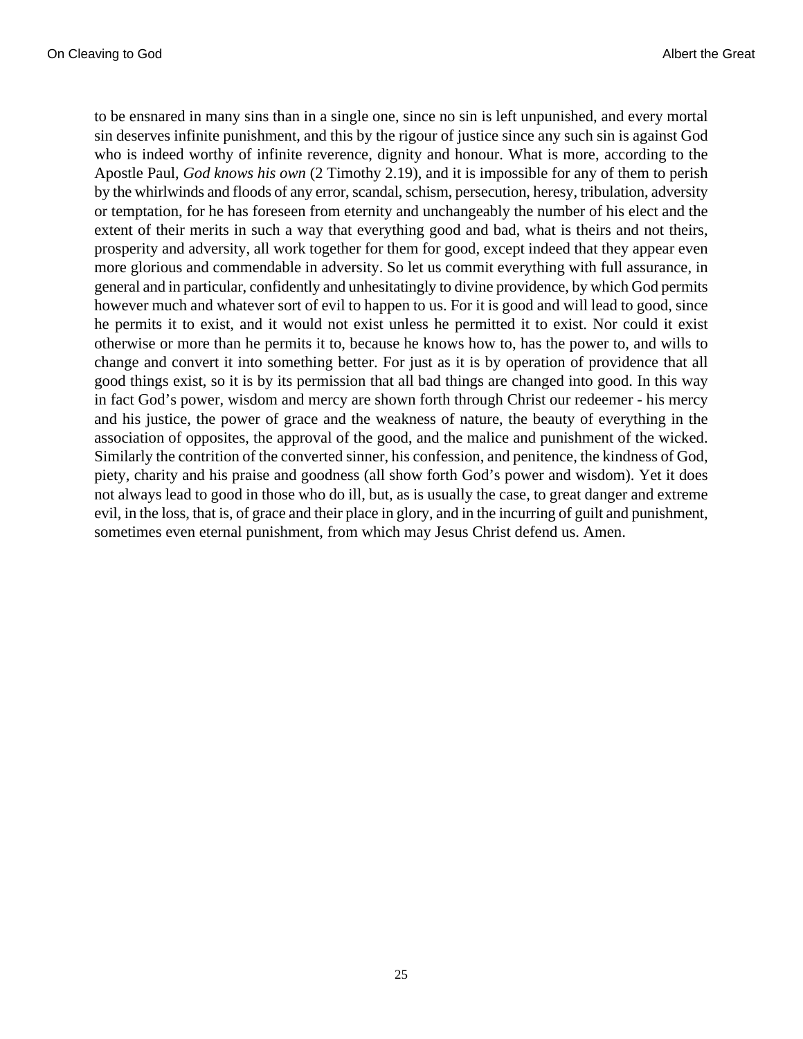to be ensnared in many sins than in a single one, since no sin is left unpunished, and every mortal sin deserves infinite punishment, and this by the rigour of justice since any such sin is against God who is indeed worthy of infinite reverence, dignity and honour. What is more, according to the Apostle Paul, *God knows his own* (2 Timothy 2.19), and it is impossible for any of them to perish by the whirlwinds and floods of any error, scandal, schism, persecution, heresy, tribulation, adversity or temptation, for he has foreseen from eternity and unchangeably the number of his elect and the extent of their merits in such a way that everything good and bad, what is theirs and not theirs, prosperity and adversity, all work together for them for good, except indeed that they appear even more glorious and commendable in adversity. So let us commit everything with full assurance, in general and in particular, confidently and unhesitatingly to divine providence, by which God permits however much and whatever sort of evil to happen to us. For it is good and will lead to good, since he permits it to exist, and it would not exist unless he permitted it to exist. Nor could it exist otherwise or more than he permits it to, because he knows how to, has the power to, and wills to change and convert it into something better. For just as it is by operation of providence that all good things exist, so it is by its permission that all bad things are changed into good. In this way in fact God's power, wisdom and mercy are shown forth through Christ our redeemer - his mercy and his justice, the power of grace and the weakness of nature, the beauty of everything in the association of opposites, the approval of the good, and the malice and punishment of the wicked. Similarly the contrition of the converted sinner, his confession, and penitence, the kindness of God, piety, charity and his praise and goodness (all show forth God's power and wisdom). Yet it does not always lead to good in those who do ill, but, as is usually the case, to great danger and extreme evil, in the loss, that is, of grace and their place in glory, and in the incurring of guilt and punishment, sometimes even eternal punishment, from which may Jesus Christ defend us. Amen.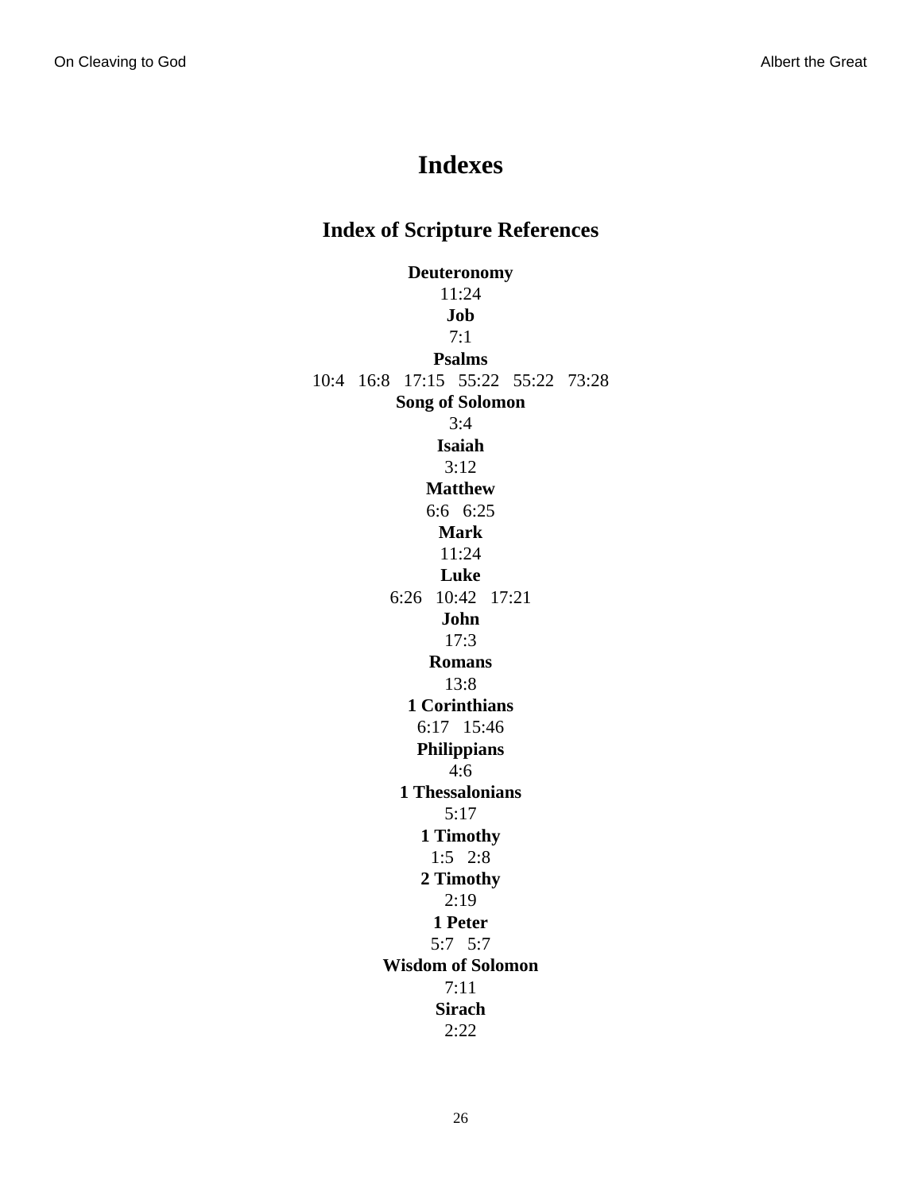# Indexes

## Index of Scripture References

**Deuteronomy**
11:24
**Job**
7:1
**Psalms**
10:4   16:8   17:15   55:22   55:22   73:28
**Song of Solomon**
3:4
**Isaiah**
3:12
**Matthew**
6:6   6:25
**Mark**
11:24
**Luke**
6:26   10:42   17:21
**John**
17:3
**Romans**
13:8
**1 Corinthians**
6:17   15:46
**Philippians**
4:6
**1 Thessalonians**
5:17
**1 Timothy**
1:5   2:8
**2 Timothy**
2:19
**1 Peter**
5:7   5:7
**Wisdom of Solomon**
7:11
**Sirach**
2:22